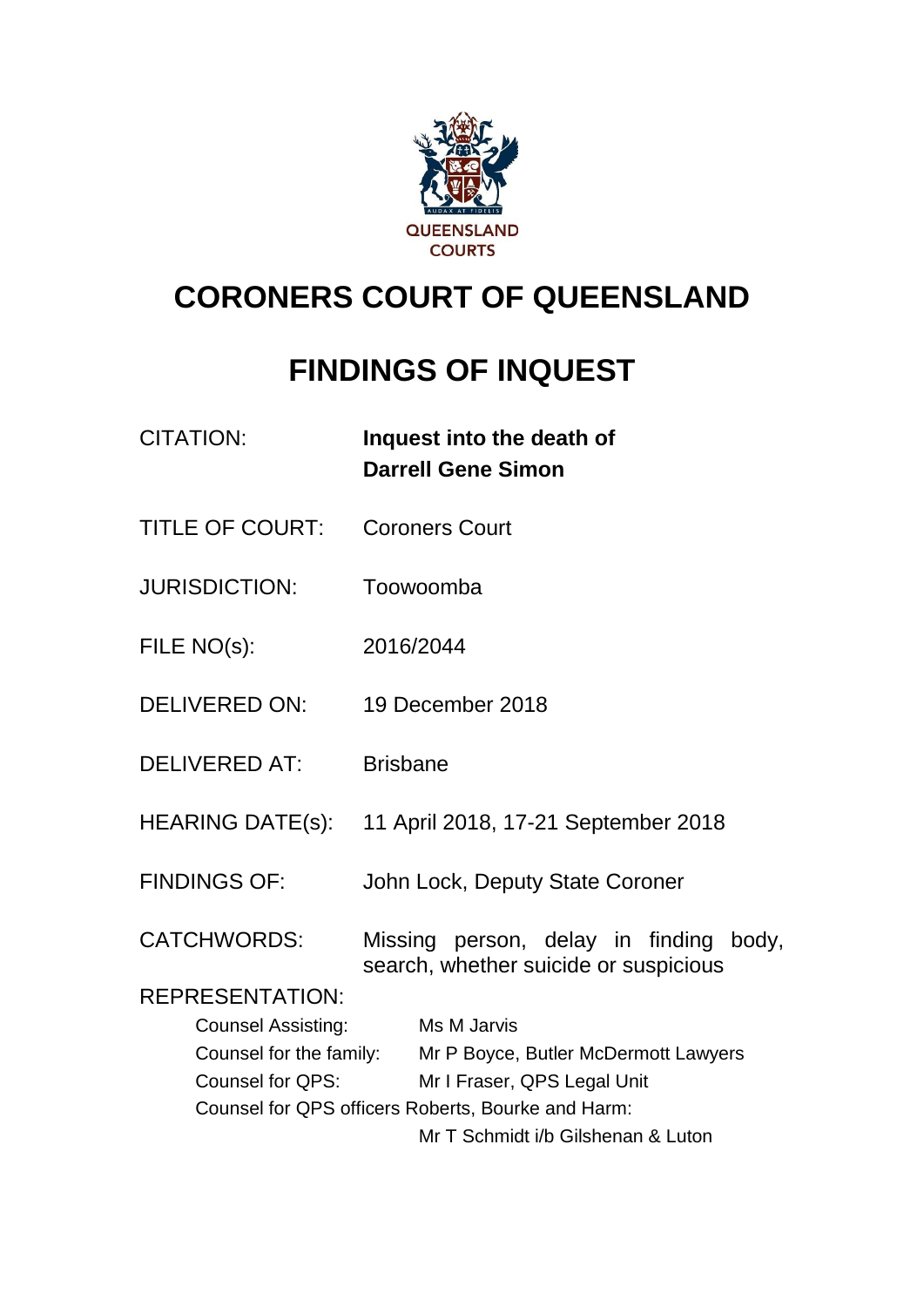QUEENSLAND COURTS

# CORONERS COURT OF QUEENSLAND

# FINDINGS OF INQUEST

| | |
|---|---|
| CITATION: | **Inquest into the death of Darrell Gene Simon** |
| TITLE OF COURT: | Coroners Court |
| JURISDICTION: | Toowoomba |
| FILE NO(s): | 2016/2044 |
| DELIVERED ON: | 19 December 2018 |
| DELIVERED AT: | Brisbane |
| HEARING DATE(s): | 11 April 2018, 17-21 September 2018 |
| FINDINGS OF: | John Lock, Deputy State Coroner |
| CATCHWORDS: | Missing person, delay in finding body, search, whether suicide or suspicious |

REPRESENTATION:

| | |
|---|---|
| Counsel Assisting: | Ms M Jarvis |
| Counsel for the family: | Mr P Boyce, Butler McDermott Lawyers |
| Counsel for QPS: | Mr I Fraser, QPS Legal Unit |

Counsel for QPS officers Roberts, Bourke and Harm:

Mr T Schmidt i/b Gilshenan & Luton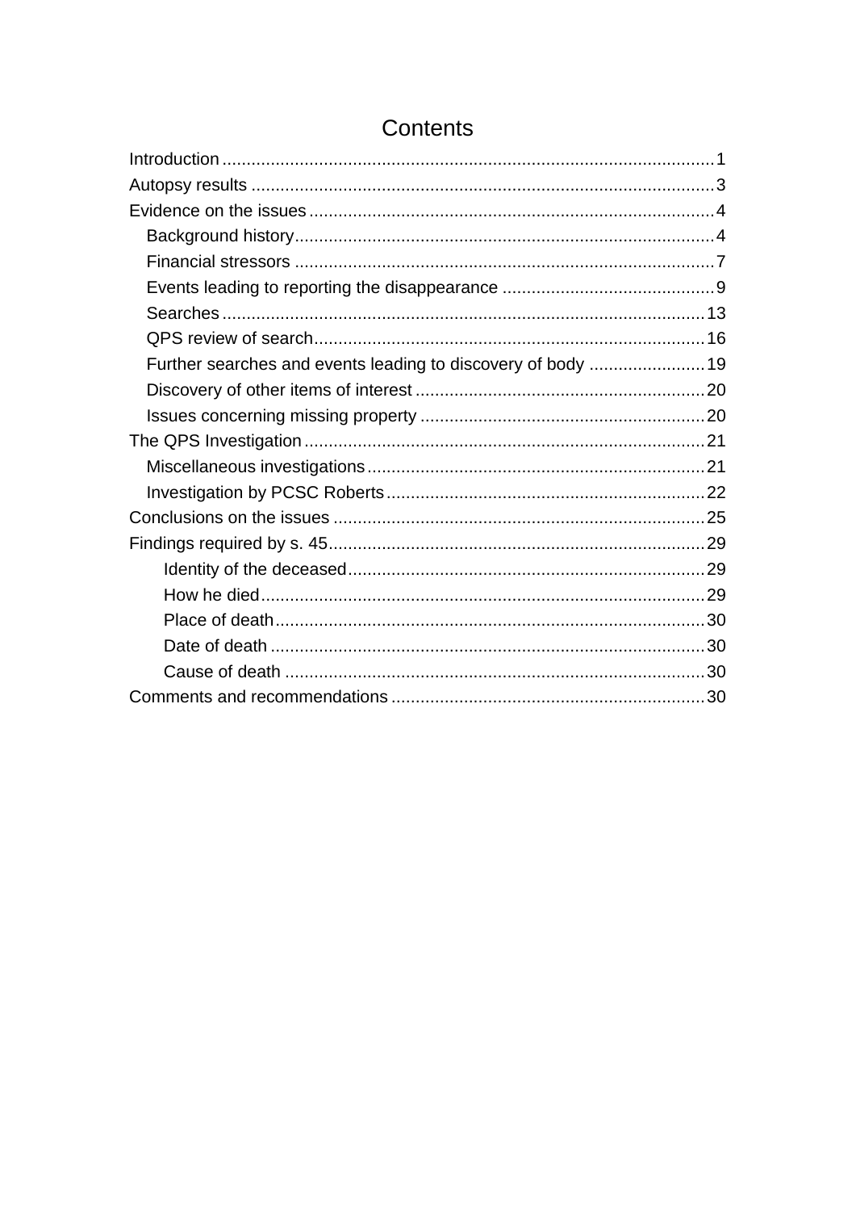# Contents

- Introduction ..... 1
- Autopsy results ..... 3
- Evidence on the issues ..... 4
  - Background history ..... 4
  - Financial stressors ..... 7
  - Events leading to reporting the disappearance ..... 9
  - Searches ..... 13
  - QPS review of search ..... 16
  - Further searches and events leading to discovery of body ..... 19
  - Discovery of other items of interest ..... 20
  - Issues concerning missing property ..... 20
- The QPS Investigation ..... 21
  - Miscellaneous investigations ..... 21
  - Investigation by PCSC Roberts ..... 22
- Conclusions on the issues ..... 25
- Findings required by s. 45 ..... 29
  - Identity of the deceased ..... 29
  - How he died ..... 29
  - Place of death ..... 30
  - Date of death ..... 30
  - Cause of death ..... 30
- Comments and recommendations ..... 30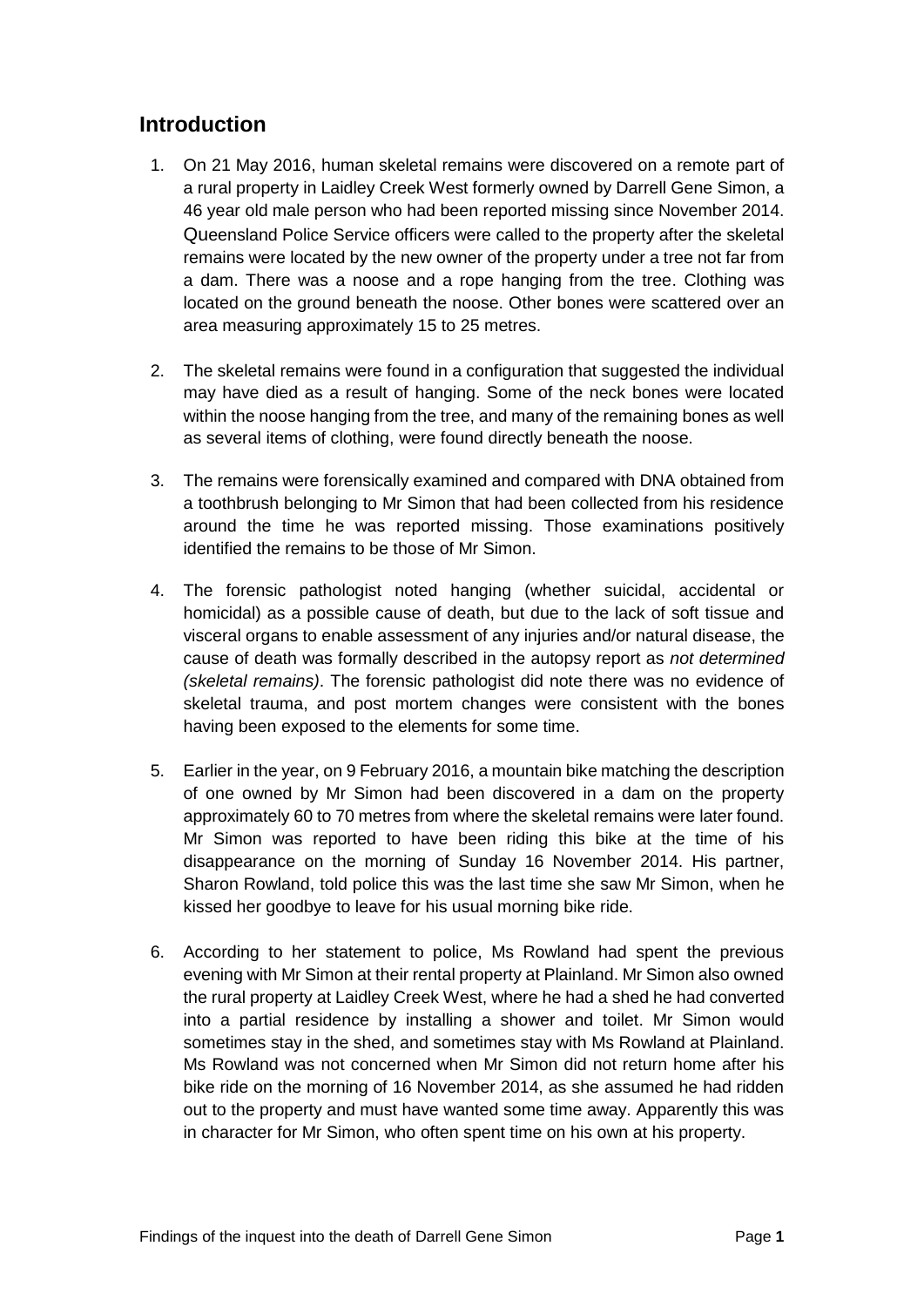## Introduction

1. On 21 May 2016, human skeletal remains were discovered on a remote part of a rural property in Laidley Creek West formerly owned by Darrell Gene Simon, a 46 year old male person who had been reported missing since November 2014. Queensland Police Service officers were called to the property after the skeletal remains were located by the new owner of the property under a tree not far from a dam. There was a noose and a rope hanging from the tree. Clothing was located on the ground beneath the noose. Other bones were scattered over an area measuring approximately 15 to 25 metres.

2. The skeletal remains were found in a configuration that suggested the individual may have died as a result of hanging. Some of the neck bones were located within the noose hanging from the tree, and many of the remaining bones as well as several items of clothing, were found directly beneath the noose.

3. The remains were forensically examined and compared with DNA obtained from a toothbrush belonging to Mr Simon that had been collected from his residence around the time he was reported missing. Those examinations positively identified the remains to be those of Mr Simon.

4. The forensic pathologist noted hanging (whether suicidal, accidental or homicidal) as a possible cause of death, but due to the lack of soft tissue and visceral organs to enable assessment of any injuries and/or natural disease, the cause of death was formally described in the autopsy report as *not determined (skeletal remains)*. The forensic pathologist did note there was no evidence of skeletal trauma, and post mortem changes were consistent with the bones having been exposed to the elements for some time.

5. Earlier in the year, on 9 February 2016, a mountain bike matching the description of one owned by Mr Simon had been discovered in a dam on the property approximately 60 to 70 metres from where the skeletal remains were later found. Mr Simon was reported to have been riding this bike at the time of his disappearance on the morning of Sunday 16 November 2014. His partner, Sharon Rowland, told police this was the last time she saw Mr Simon, when he kissed her goodbye to leave for his usual morning bike ride.

6. According to her statement to police, Ms Rowland had spent the previous evening with Mr Simon at their rental property at Plainland. Mr Simon also owned the rural property at Laidley Creek West, where he had a shed he had converted into a partial residence by installing a shower and toilet. Mr Simon would sometimes stay in the shed, and sometimes stay with Ms Rowland at Plainland. Ms Rowland was not concerned when Mr Simon did not return home after his bike ride on the morning of 16 November 2014, as she assumed he had ridden out to the property and must have wanted some time away. Apparently this was in character for Mr Simon, who often spent time on his own at his property.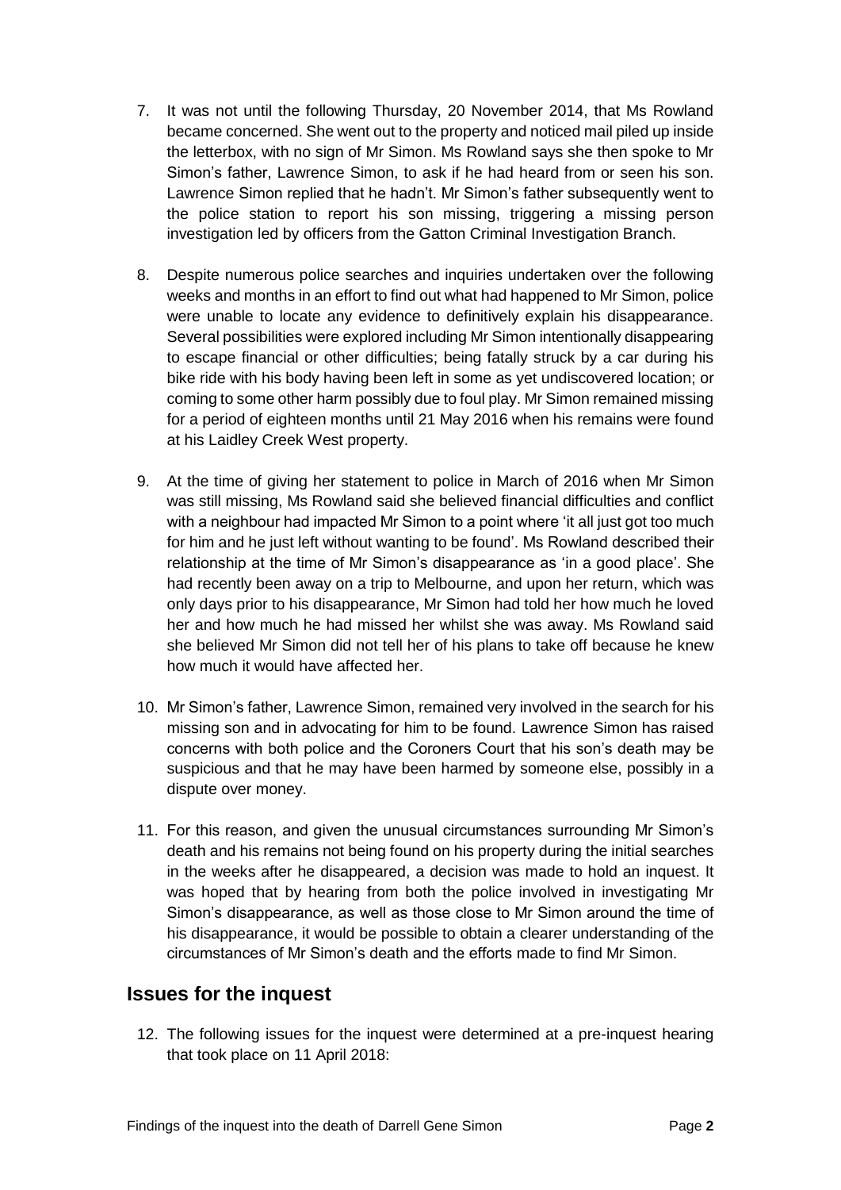7. It was not until the following Thursday, 20 November 2014, that Ms Rowland became concerned. She went out to the property and noticed mail piled up inside the letterbox, with no sign of Mr Simon. Ms Rowland says she then spoke to Mr Simon's father, Lawrence Simon, to ask if he had heard from or seen his son. Lawrence Simon replied that he hadn't. Mr Simon's father subsequently went to the police station to report his son missing, triggering a missing person investigation led by officers from the Gatton Criminal Investigation Branch.

8. Despite numerous police searches and inquiries undertaken over the following weeks and months in an effort to find out what had happened to Mr Simon, police were unable to locate any evidence to definitively explain his disappearance. Several possibilities were explored including Mr Simon intentionally disappearing to escape financial or other difficulties; being fatally struck by a car during his bike ride with his body having been left in some as yet undiscovered location; or coming to some other harm possibly due to foul play. Mr Simon remained missing for a period of eighteen months until 21 May 2016 when his remains were found at his Laidley Creek West property.

9. At the time of giving her statement to police in March of 2016 when Mr Simon was still missing, Ms Rowland said she believed financial difficulties and conflict with a neighbour had impacted Mr Simon to a point where 'it all just got too much for him and he just left without wanting to be found'. Ms Rowland described their relationship at the time of Mr Simon's disappearance as 'in a good place'. She had recently been away on a trip to Melbourne, and upon her return, which was only days prior to his disappearance, Mr Simon had told her how much he loved her and how much he had missed her whilst she was away. Ms Rowland said she believed Mr Simon did not tell her of his plans to take off because he knew how much it would have affected her.

10. Mr Simon's father, Lawrence Simon, remained very involved in the search for his missing son and in advocating for him to be found. Lawrence Simon has raised concerns with both police and the Coroners Court that his son's death may be suspicious and that he may have been harmed by someone else, possibly in a dispute over money.

11. For this reason, and given the unusual circumstances surrounding Mr Simon's death and his remains not being found on his property during the initial searches in the weeks after he disappeared, a decision was made to hold an inquest. It was hoped that by hearing from both the police involved in investigating Mr Simon's disappearance, as well as those close to Mr Simon around the time of his disappearance, it would be possible to obtain a clearer understanding of the circumstances of Mr Simon's death and the efforts made to find Mr Simon.

## Issues for the inquest

12. The following issues for the inquest were determined at a pre-inquest hearing that took place on 11 April 2018: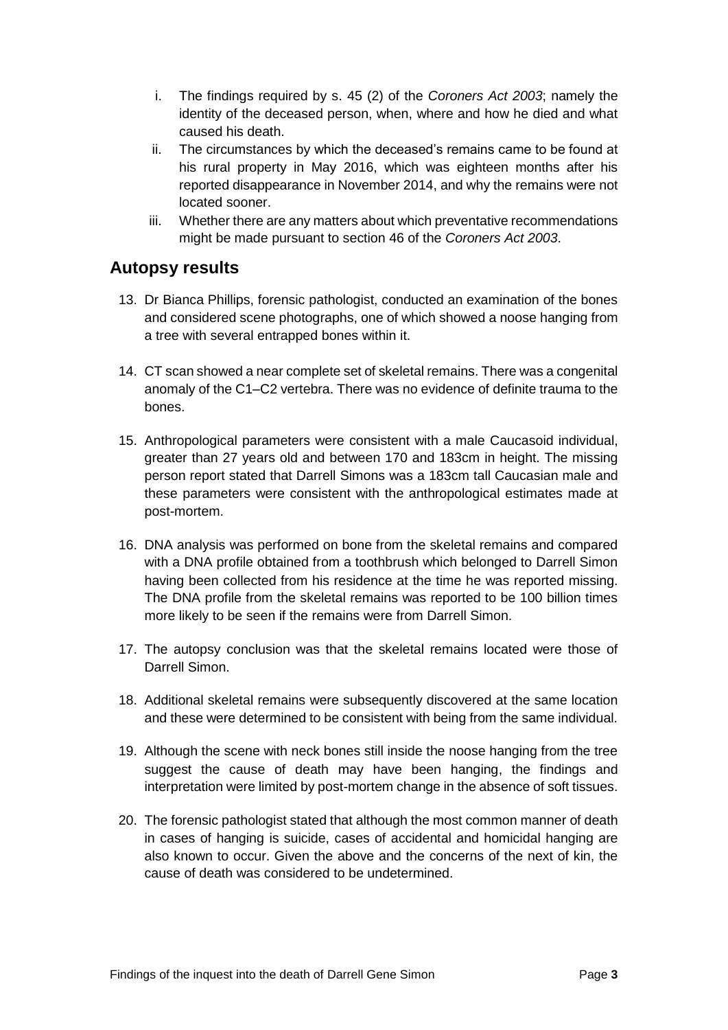i. The findings required by s. 45 (2) of the *Coroners Act 2003*; namely the identity of the deceased person, when, where and how he died and what caused his death.

ii. The circumstances by which the deceased's remains came to be found at his rural property in May 2016, which was eighteen months after his reported disappearance in November 2014, and why the remains were not located sooner.

iii. Whether there are any matters about which preventative recommendations might be made pursuant to section 46 of the *Coroners Act 2003*.

## Autopsy results

13. Dr Bianca Phillips, forensic pathologist, conducted an examination of the bones and considered scene photographs, one of which showed a noose hanging from a tree with several entrapped bones within it.

14. CT scan showed a near complete set of skeletal remains. There was a congenital anomaly of the C1–C2 vertebra. There was no evidence of definite trauma to the bones.

15. Anthropological parameters were consistent with a male Caucasoid individual, greater than 27 years old and between 170 and 183cm in height. The missing person report stated that Darrell Simons was a 183cm tall Caucasian male and these parameters were consistent with the anthropological estimates made at post-mortem.

16. DNA analysis was performed on bone from the skeletal remains and compared with a DNA profile obtained from a toothbrush which belonged to Darrell Simon having been collected from his residence at the time he was reported missing. The DNA profile from the skeletal remains was reported to be 100 billion times more likely to be seen if the remains were from Darrell Simon.

17. The autopsy conclusion was that the skeletal remains located were those of Darrell Simon.

18. Additional skeletal remains were subsequently discovered at the same location and these were determined to be consistent with being from the same individual.

19. Although the scene with neck bones still inside the noose hanging from the tree suggest the cause of death may have been hanging, the findings and interpretation were limited by post-mortem change in the absence of soft tissues.

20. The forensic pathologist stated that although the most common manner of death in cases of hanging is suicide, cases of accidental and homicidal hanging are also known to occur. Given the above and the concerns of the next of kin, the cause of death was considered to be undetermined.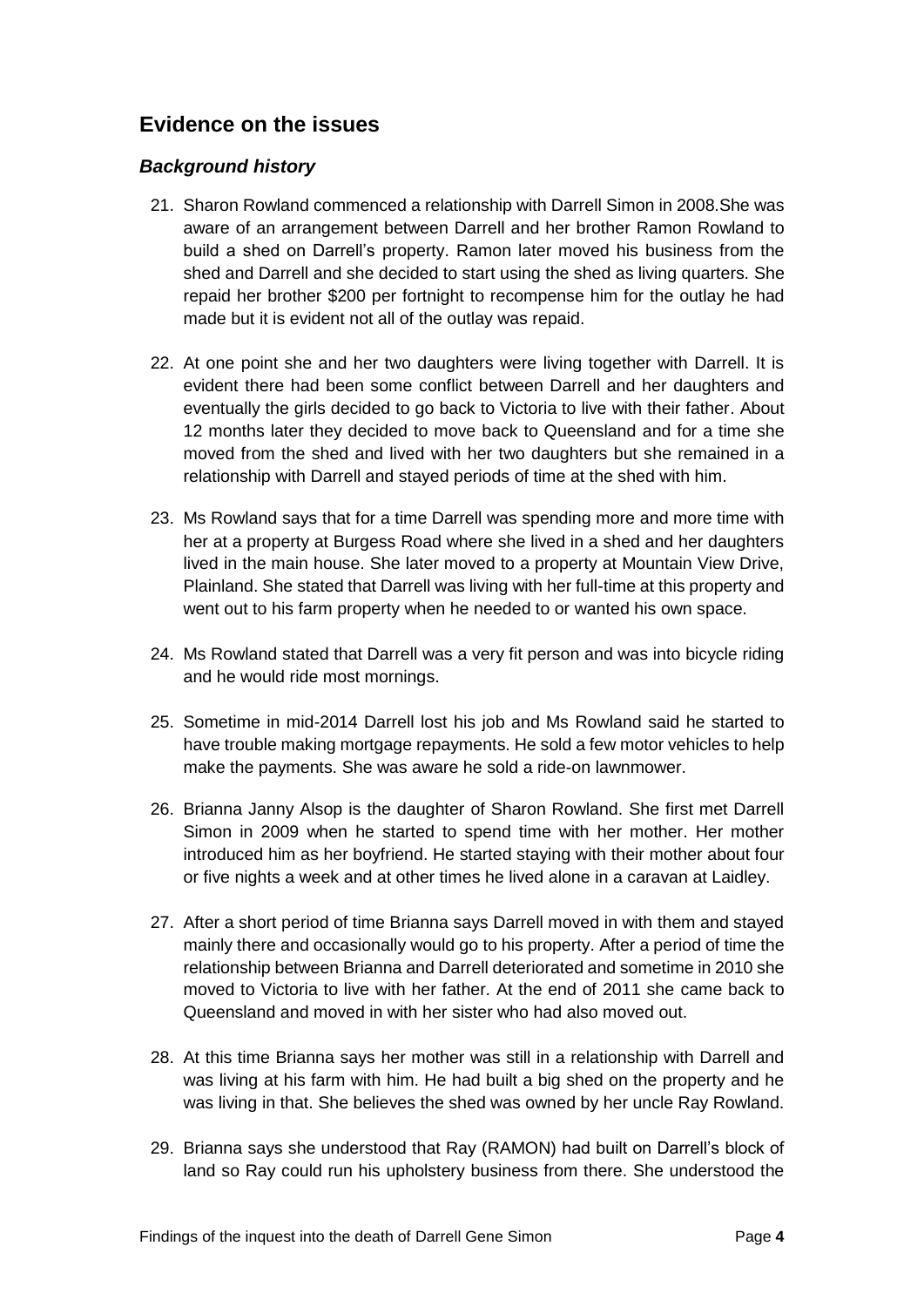## Evidence on the issues

### *Background history*

21. Sharon Rowland commenced a relationship with Darrell Simon in 2008.She was aware of an arrangement between Darrell and her brother Ramon Rowland to build a shed on Darrell's property. Ramon later moved his business from the shed and Darrell and she decided to start using the shed as living quarters. She repaid her brother $200 per fortnight to recompense him for the outlay he had made but it is evident not all of the outlay was repaid.

22. At one point she and her two daughters were living together with Darrell. It is evident there had been some conflict between Darrell and her daughters and eventually the girls decided to go back to Victoria to live with their father. About 12 months later they decided to move back to Queensland and for a time she moved from the shed and lived with her two daughters but she remained in a relationship with Darrell and stayed periods of time at the shed with him.

23. Ms Rowland says that for a time Darrell was spending more and more time with her at a property at Burgess Road where she lived in a shed and her daughters lived in the main house. She later moved to a property at Mountain View Drive, Plainland. She stated that Darrell was living with her full-time at this property and went out to his farm property when he needed to or wanted his own space.

24. Ms Rowland stated that Darrell was a very fit person and was into bicycle riding and he would ride most mornings.

25. Sometime in mid-2014 Darrell lost his job and Ms Rowland said he started to have trouble making mortgage repayments. He sold a few motor vehicles to help make the payments. She was aware he sold a ride-on lawnmower.

26. Brianna Janny Alsop is the daughter of Sharon Rowland. She first met Darrell Simon in 2009 when he started to spend time with her mother. Her mother introduced him as her boyfriend. He started staying with their mother about four or five nights a week and at other times he lived alone in a caravan at Laidley.

27. After a short period of time Brianna says Darrell moved in with them and stayed mainly there and occasionally would go to his property. After a period of time the relationship between Brianna and Darrell deteriorated and sometime in 2010 she moved to Victoria to live with her father. At the end of 2011 she came back to Queensland and moved in with her sister who had also moved out.

28. At this time Brianna says her mother was still in a relationship with Darrell and was living at his farm with him. He had built a big shed on the property and he was living in that. She believes the shed was owned by her uncle Ray Rowland.

29. Brianna says she understood that Ray (RAMON) had built on Darrell's block of land so Ray could run his upholstery business from there. She understood the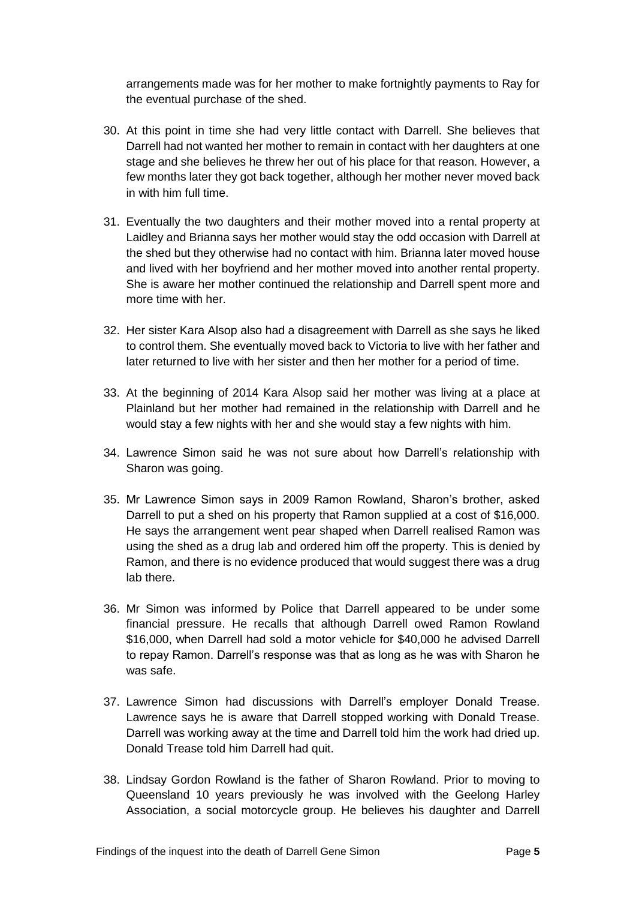arrangements made was for her mother to make fortnightly payments to Ray for the eventual purchase of the shed.

30. At this point in time she had very little contact with Darrell. She believes that Darrell had not wanted her mother to remain in contact with her daughters at one stage and she believes he threw her out of his place for that reason. However, a few months later they got back together, although her mother never moved back in with him full time.

31. Eventually the two daughters and their mother moved into a rental property at Laidley and Brianna says her mother would stay the odd occasion with Darrell at the shed but they otherwise had no contact with him. Brianna later moved house and lived with her boyfriend and her mother moved into another rental property. She is aware her mother continued the relationship and Darrell spent more and more time with her.

32. Her sister Kara Alsop also had a disagreement with Darrell as she says he liked to control them. She eventually moved back to Victoria to live with her father and later returned to live with her sister and then her mother for a period of time.

33. At the beginning of 2014 Kara Alsop said her mother was living at a place at Plainland but her mother had remained in the relationship with Darrell and he would stay a few nights with her and she would stay a few nights with him.

34. Lawrence Simon said he was not sure about how Darrell's relationship with Sharon was going.

35. Mr Lawrence Simon says in 2009 Ramon Rowland, Sharon's brother, asked Darrell to put a shed on his property that Ramon supplied at a cost of $16,000. He says the arrangement went pear shaped when Darrell realised Ramon was using the shed as a drug lab and ordered him off the property. This is denied by Ramon, and there is no evidence produced that would suggest there was a drug lab there.

36. Mr Simon was informed by Police that Darrell appeared to be under some financial pressure. He recalls that although Darrell owed Ramon Rowland $16,000, when Darrell had sold a motor vehicle for $40,000 he advised Darrell to repay Ramon. Darrell's response was that as long as he was with Sharon he was safe.

37. Lawrence Simon had discussions with Darrell's employer Donald Trease. Lawrence says he is aware that Darrell stopped working with Donald Trease. Darrell was working away at the time and Darrell told him the work had dried up. Donald Trease told him Darrell had quit.

38. Lindsay Gordon Rowland is the father of Sharon Rowland. Prior to moving to Queensland 10 years previously he was involved with the Geelong Harley Association, a social motorcycle group. He believes his daughter and Darrell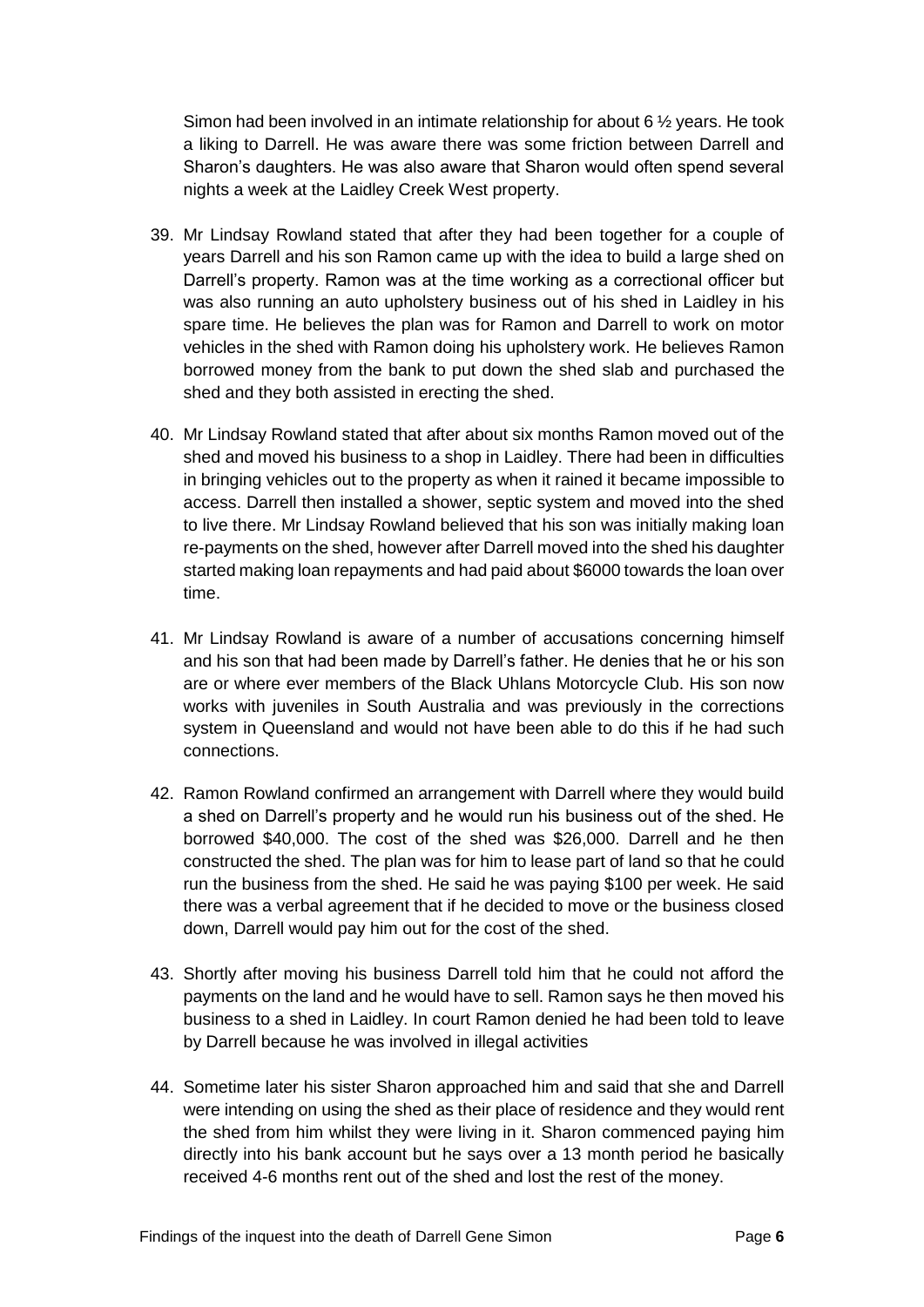Simon had been involved in an intimate relationship for about 6 ½ years. He took a liking to Darrell. He was aware there was some friction between Darrell and Sharon's daughters. He was also aware that Sharon would often spend several nights a week at the Laidley Creek West property.

39. Mr Lindsay Rowland stated that after they had been together for a couple of years Darrell and his son Ramon came up with the idea to build a large shed on Darrell's property. Ramon was at the time working as a correctional officer but was also running an auto upholstery business out of his shed in Laidley in his spare time. He believes the plan was for Ramon and Darrell to work on motor vehicles in the shed with Ramon doing his upholstery work. He believes Ramon borrowed money from the bank to put down the shed slab and purchased the shed and they both assisted in erecting the shed.

40. Mr Lindsay Rowland stated that after about six months Ramon moved out of the shed and moved his business to a shop in Laidley. There had been in difficulties in bringing vehicles out to the property as when it rained it became impossible to access. Darrell then installed a shower, septic system and moved into the shed to live there. Mr Lindsay Rowland believed that his son was initially making loan re-payments on the shed, however after Darrell moved into the shed his daughter started making loan repayments and had paid about $6000 towards the loan over time.

41. Mr Lindsay Rowland is aware of a number of accusations concerning himself and his son that had been made by Darrell's father. He denies that he or his son are or where ever members of the Black Uhlans Motorcycle Club. His son now works with juveniles in South Australia and was previously in the corrections system in Queensland and would not have been able to do this if he had such connections.

42. Ramon Rowland confirmed an arrangement with Darrell where they would build a shed on Darrell's property and he would run his business out of the shed. He borrowed $40,000. The cost of the shed was $26,000. Darrell and he then constructed the shed. The plan was for him to lease part of land so that he could run the business from the shed. He said he was paying $100 per week. He said there was a verbal agreement that if he decided to move or the business closed down, Darrell would pay him out for the cost of the shed.

43. Shortly after moving his business Darrell told him that he could not afford the payments on the land and he would have to sell. Ramon says he then moved his business to a shed in Laidley. In court Ramon denied he had been told to leave by Darrell because he was involved in illegal activities

44. Sometime later his sister Sharon approached him and said that she and Darrell were intending on using the shed as their place of residence and they would rent the shed from him whilst they were living in it. Sharon commenced paying him directly into his bank account but he says over a 13 month period he basically received 4-6 months rent out of the shed and lost the rest of the money.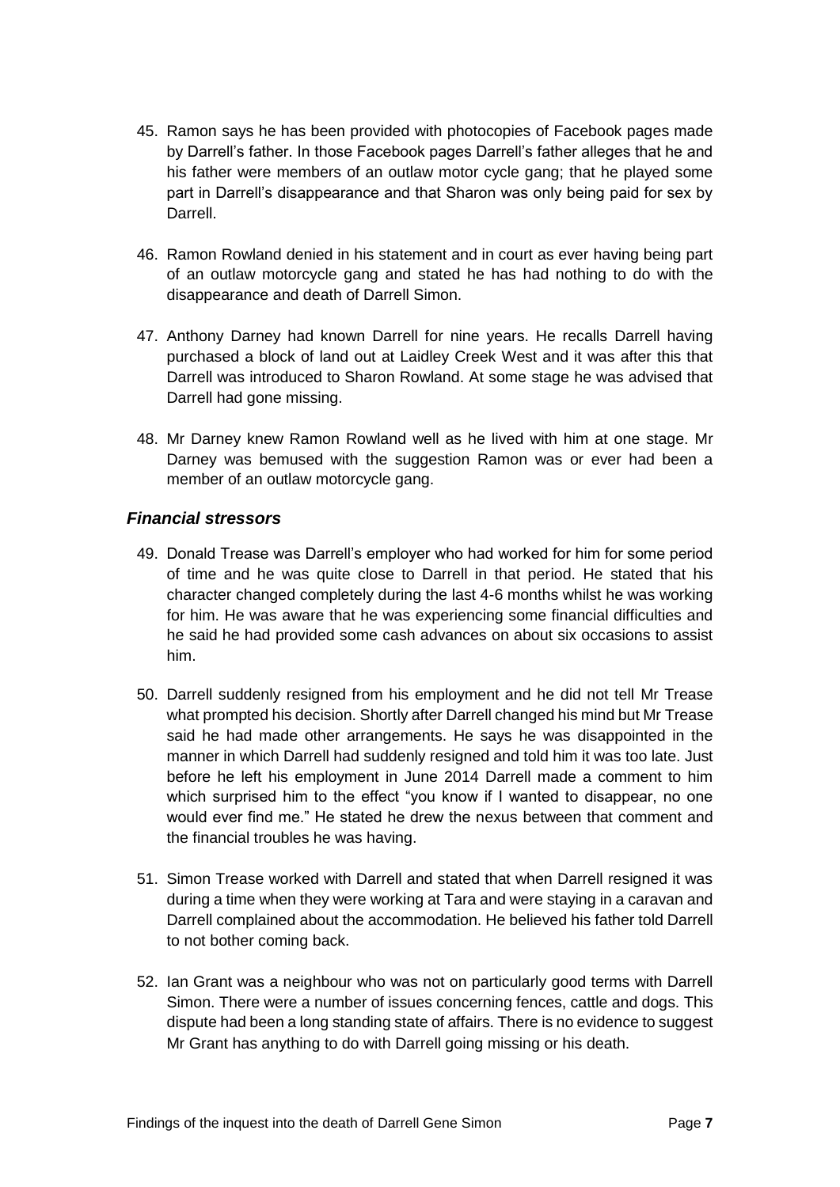45. Ramon says he has been provided with photocopies of Facebook pages made by Darrell's father. In those Facebook pages Darrell's father alleges that he and his father were members of an outlaw motor cycle gang; that he played some part in Darrell's disappearance and that Sharon was only being paid for sex by Darrell.

46. Ramon Rowland denied in his statement and in court as ever having being part of an outlaw motorcycle gang and stated he has had nothing to do with the disappearance and death of Darrell Simon.

47. Anthony Darney had known Darrell for nine years. He recalls Darrell having purchased a block of land out at Laidley Creek West and it was after this that Darrell was introduced to Sharon Rowland. At some stage he was advised that Darrell had gone missing.

48. Mr Darney knew Ramon Rowland well as he lived with him at one stage. Mr Darney was bemused with the suggestion Ramon was or ever had been a member of an outlaw motorcycle gang.

### *Financial stressors*

49. Donald Trease was Darrell's employer who had worked for him for some period of time and he was quite close to Darrell in that period. He stated that his character changed completely during the last 4-6 months whilst he was working for him. He was aware that he was experiencing some financial difficulties and he said he had provided some cash advances on about six occasions to assist him.

50. Darrell suddenly resigned from his employment and he did not tell Mr Trease what prompted his decision. Shortly after Darrell changed his mind but Mr Trease said he had made other arrangements. He says he was disappointed in the manner in which Darrell had suddenly resigned and told him it was too late. Just before he left his employment in June 2014 Darrell made a comment to him which surprised him to the effect "you know if I wanted to disappear, no one would ever find me." He stated he drew the nexus between that comment and the financial troubles he was having.

51. Simon Trease worked with Darrell and stated that when Darrell resigned it was during a time when they were working at Tara and were staying in a caravan and Darrell complained about the accommodation. He believed his father told Darrell to not bother coming back.

52. Ian Grant was a neighbour who was not on particularly good terms with Darrell Simon. There were a number of issues concerning fences, cattle and dogs. This dispute had been a long standing state of affairs. There is no evidence to suggest Mr Grant has anything to do with Darrell going missing or his death.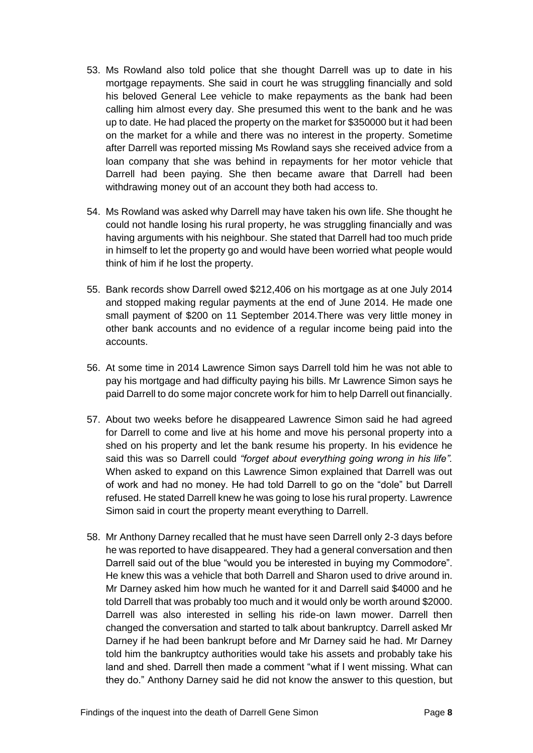53. Ms Rowland also told police that she thought Darrell was up to date in his mortgage repayments. She said in court he was struggling financially and sold his beloved General Lee vehicle to make repayments as the bank had been calling him almost every day. She presumed this went to the bank and he was up to date. He had placed the property on the market for $350000 but it had been on the market for a while and there was no interest in the property. Sometime after Darrell was reported missing Ms Rowland says she received advice from a loan company that she was behind in repayments for her motor vehicle that Darrell had been paying. She then became aware that Darrell had been withdrawing money out of an account they both had access to.

54. Ms Rowland was asked why Darrell may have taken his own life. She thought he could not handle losing his rural property, he was struggling financially and was having arguments with his neighbour. She stated that Darrell had too much pride in himself to let the property go and would have been worried what people would think of him if he lost the property.

55. Bank records show Darrell owed $212,406 on his mortgage as at one July 2014 and stopped making regular payments at the end of June 2014. He made one small payment of $200 on 11 September 2014.There was very little money in other bank accounts and no evidence of a regular income being paid into the accounts.

56. At some time in 2014 Lawrence Simon says Darrell told him he was not able to pay his mortgage and had difficulty paying his bills. Mr Lawrence Simon says he paid Darrell to do some major concrete work for him to help Darrell out financially.

57. About two weeks before he disappeared Lawrence Simon said he had agreed for Darrell to come and live at his home and move his personal property into a shed on his property and let the bank resume his property. In his evidence he said this was so Darrell could *"forget about everything going wrong in his life".* When asked to expand on this Lawrence Simon explained that Darrell was out of work and had no money. He had told Darrell to go on the "dole" but Darrell refused. He stated Darrell knew he was going to lose his rural property. Lawrence Simon said in court the property meant everything to Darrell.

58. Mr Anthony Darney recalled that he must have seen Darrell only 2-3 days before he was reported to have disappeared. They had a general conversation and then Darrell said out of the blue "would you be interested in buying my Commodore". He knew this was a vehicle that both Darrell and Sharon used to drive around in. Mr Darney asked him how much he wanted for it and Darrell said $4000 and he told Darrell that was probably too much and it would only be worth around $2000. Darrell was also interested in selling his ride-on lawn mower. Darrell then changed the conversation and started to talk about bankruptcy. Darrell asked Mr Darney if he had been bankrupt before and Mr Darney said he had. Mr Darney told him the bankruptcy authorities would take his assets and probably take his land and shed. Darrell then made a comment "what if I went missing. What can they do." Anthony Darney said he did not know the answer to this question, but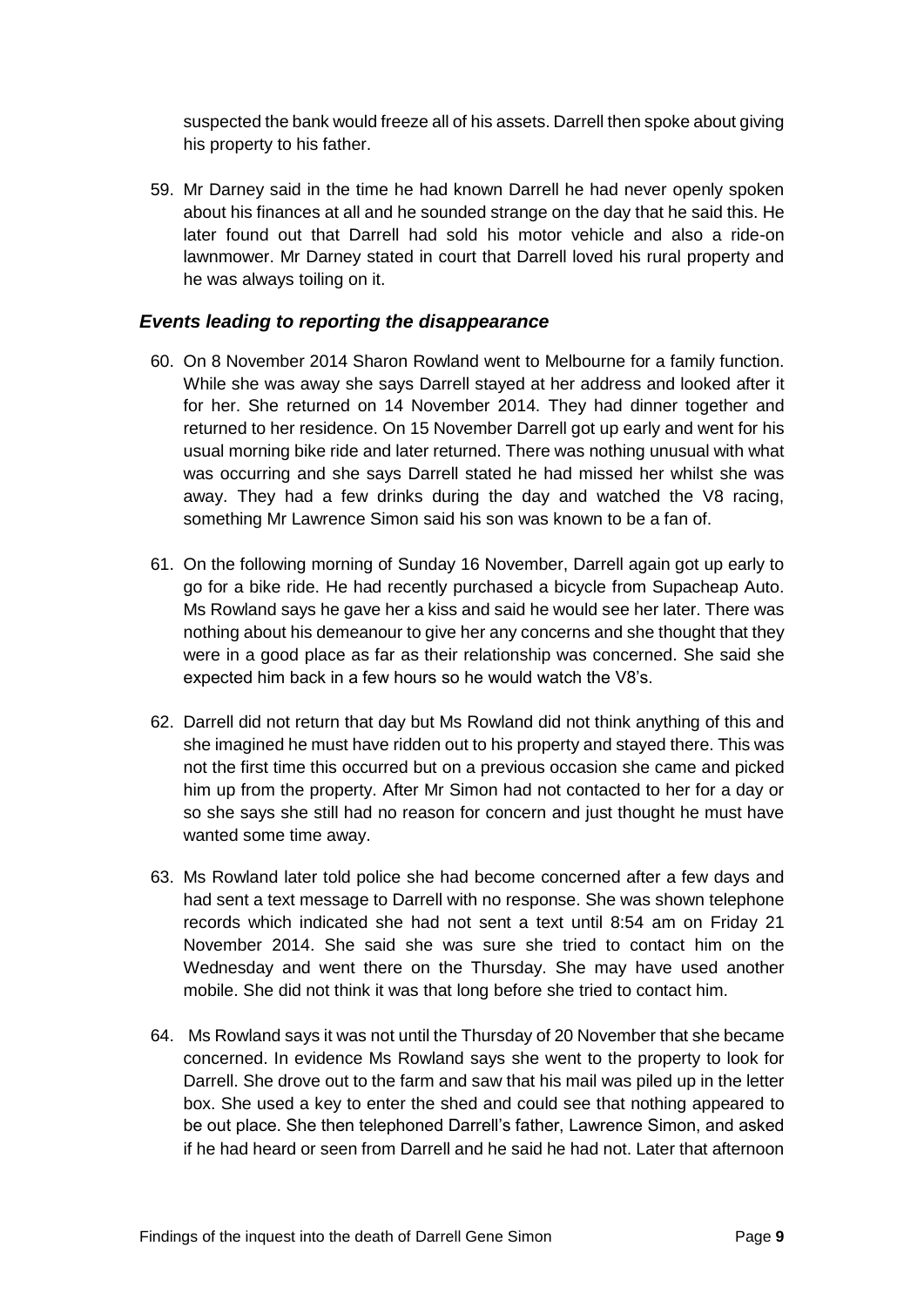suspected the bank would freeze all of his assets. Darrell then spoke about giving his property to his father.

59. Mr Darney said in the time he had known Darrell he had never openly spoken about his finances at all and he sounded strange on the day that he said this. He later found out that Darrell had sold his motor vehicle and also a ride-on lawnmower. Mr Darney stated in court that Darrell loved his rural property and he was always toiling on it.

### *Events leading to reporting the disappearance*

60. On 8 November 2014 Sharon Rowland went to Melbourne for a family function. While she was away she says Darrell stayed at her address and looked after it for her. She returned on 14 November 2014. They had dinner together and returned to her residence. On 15 November Darrell got up early and went for his usual morning bike ride and later returned. There was nothing unusual with what was occurring and she says Darrell stated he had missed her whilst she was away. They had a few drinks during the day and watched the V8 racing, something Mr Lawrence Simon said his son was known to be a fan of.

61. On the following morning of Sunday 16 November, Darrell again got up early to go for a bike ride. He had recently purchased a bicycle from Supacheap Auto. Ms Rowland says he gave her a kiss and said he would see her later. There was nothing about his demeanour to give her any concerns and she thought that they were in a good place as far as their relationship was concerned. She said she expected him back in a few hours so he would watch the V8's.

62. Darrell did not return that day but Ms Rowland did not think anything of this and she imagined he must have ridden out to his property and stayed there. This was not the first time this occurred but on a previous occasion she came and picked him up from the property. After Mr Simon had not contacted to her for a day or so she says she still had no reason for concern and just thought he must have wanted some time away.

63. Ms Rowland later told police she had become concerned after a few days and had sent a text message to Darrell with no response. She was shown telephone records which indicated she had not sent a text until 8:54 am on Friday 21 November 2014. She said she was sure she tried to contact him on the Wednesday and went there on the Thursday. She may have used another mobile. She did not think it was that long before she tried to contact him.

64. Ms Rowland says it was not until the Thursday of 20 November that she became concerned. In evidence Ms Rowland says she went to the property to look for Darrell. She drove out to the farm and saw that his mail was piled up in the letter box. She used a key to enter the shed and could see that nothing appeared to be out place. She then telephoned Darrell's father, Lawrence Simon, and asked if he had heard or seen from Darrell and he said he had not. Later that afternoon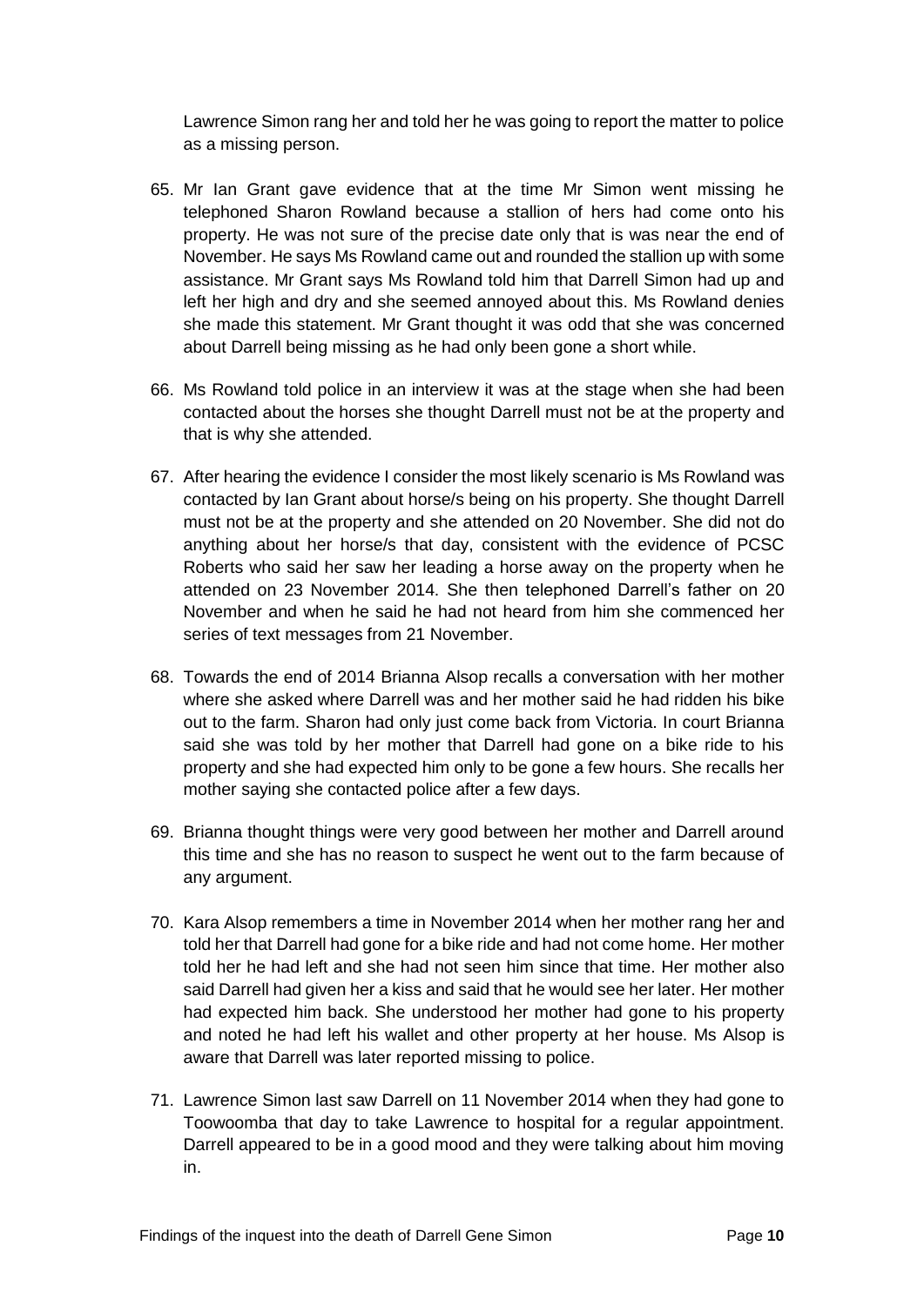Lawrence Simon rang her and told her he was going to report the matter to police as a missing person.

65. Mr Ian Grant gave evidence that at the time Mr Simon went missing he telephoned Sharon Rowland because a stallion of hers had come onto his property. He was not sure of the precise date only that is was near the end of November. He says Ms Rowland came out and rounded the stallion up with some assistance. Mr Grant says Ms Rowland told him that Darrell Simon had up and left her high and dry and she seemed annoyed about this. Ms Rowland denies she made this statement. Mr Grant thought it was odd that she was concerned about Darrell being missing as he had only been gone a short while.

66. Ms Rowland told police in an interview it was at the stage when she had been contacted about the horses she thought Darrell must not be at the property and that is why she attended.

67. After hearing the evidence I consider the most likely scenario is Ms Rowland was contacted by Ian Grant about horse/s being on his property. She thought Darrell must not be at the property and she attended on 20 November. She did not do anything about her horse/s that day, consistent with the evidence of PCSC Roberts who said her saw her leading a horse away on the property when he attended on 23 November 2014. She then telephoned Darrell's father on 20 November and when he said he had not heard from him she commenced her series of text messages from 21 November.

68. Towards the end of 2014 Brianna Alsop recalls a conversation with her mother where she asked where Darrell was and her mother said he had ridden his bike out to the farm. Sharon had only just come back from Victoria. In court Brianna said she was told by her mother that Darrell had gone on a bike ride to his property and she had expected him only to be gone a few hours. She recalls her mother saying she contacted police after a few days.

69. Brianna thought things were very good between her mother and Darrell around this time and she has no reason to suspect he went out to the farm because of any argument.

70. Kara Alsop remembers a time in November 2014 when her mother rang her and told her that Darrell had gone for a bike ride and had not come home. Her mother told her he had left and she had not seen him since that time. Her mother also said Darrell had given her a kiss and said that he would see her later. Her mother had expected him back. She understood her mother had gone to his property and noted he had left his wallet and other property at her house. Ms Alsop is aware that Darrell was later reported missing to police.

71. Lawrence Simon last saw Darrell on 11 November 2014 when they had gone to Toowoomba that day to take Lawrence to hospital for a regular appointment. Darrell appeared to be in a good mood and they were talking about him moving in.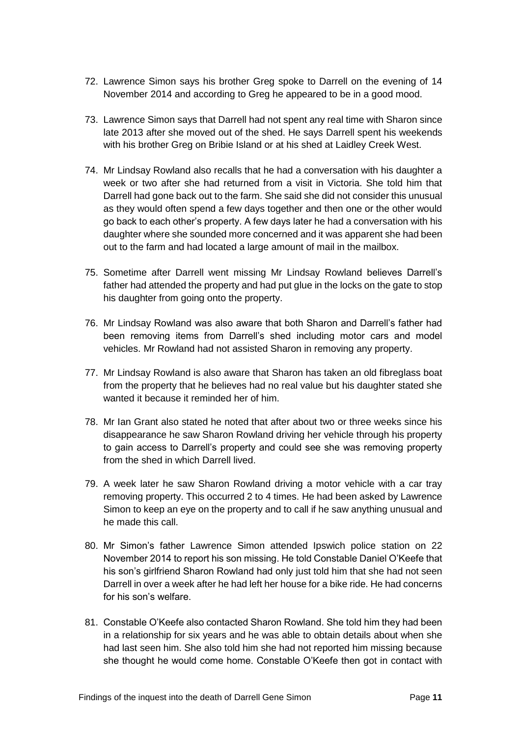72. Lawrence Simon says his brother Greg spoke to Darrell on the evening of 14 November 2014 and according to Greg he appeared to be in a good mood.

73. Lawrence Simon says that Darrell had not spent any real time with Sharon since late 2013 after she moved out of the shed. He says Darrell spent his weekends with his brother Greg on Bribie Island or at his shed at Laidley Creek West.

74. Mr Lindsay Rowland also recalls that he had a conversation with his daughter a week or two after she had returned from a visit in Victoria. She told him that Darrell had gone back out to the farm. She said she did not consider this unusual as they would often spend a few days together and then one or the other would go back to each other's property. A few days later he had a conversation with his daughter where she sounded more concerned and it was apparent she had been out to the farm and had located a large amount of mail in the mailbox.

75. Sometime after Darrell went missing Mr Lindsay Rowland believes Darrell's father had attended the property and had put glue in the locks on the gate to stop his daughter from going onto the property.

76. Mr Lindsay Rowland was also aware that both Sharon and Darrell's father had been removing items from Darrell's shed including motor cars and model vehicles. Mr Rowland had not assisted Sharon in removing any property.

77. Mr Lindsay Rowland is also aware that Sharon has taken an old fibreglass boat from the property that he believes had no real value but his daughter stated she wanted it because it reminded her of him.

78. Mr Ian Grant also stated he noted that after about two or three weeks since his disappearance he saw Sharon Rowland driving her vehicle through his property to gain access to Darrell's property and could see she was removing property from the shed in which Darrell lived.

79. A week later he saw Sharon Rowland driving a motor vehicle with a car tray removing property. This occurred 2 to 4 times. He had been asked by Lawrence Simon to keep an eye on the property and to call if he saw anything unusual and he made this call.

80. Mr Simon's father Lawrence Simon attended Ipswich police station on 22 November 2014 to report his son missing. He told Constable Daniel O'Keefe that his son's girlfriend Sharon Rowland had only just told him that she had not seen Darrell in over a week after he had left her house for a bike ride. He had concerns for his son's welfare.

81. Constable O'Keefe also contacted Sharon Rowland. She told him they had been in a relationship for six years and he was able to obtain details about when she had last seen him. She also told him she had not reported him missing because she thought he would come home. Constable O'Keefe then got in contact with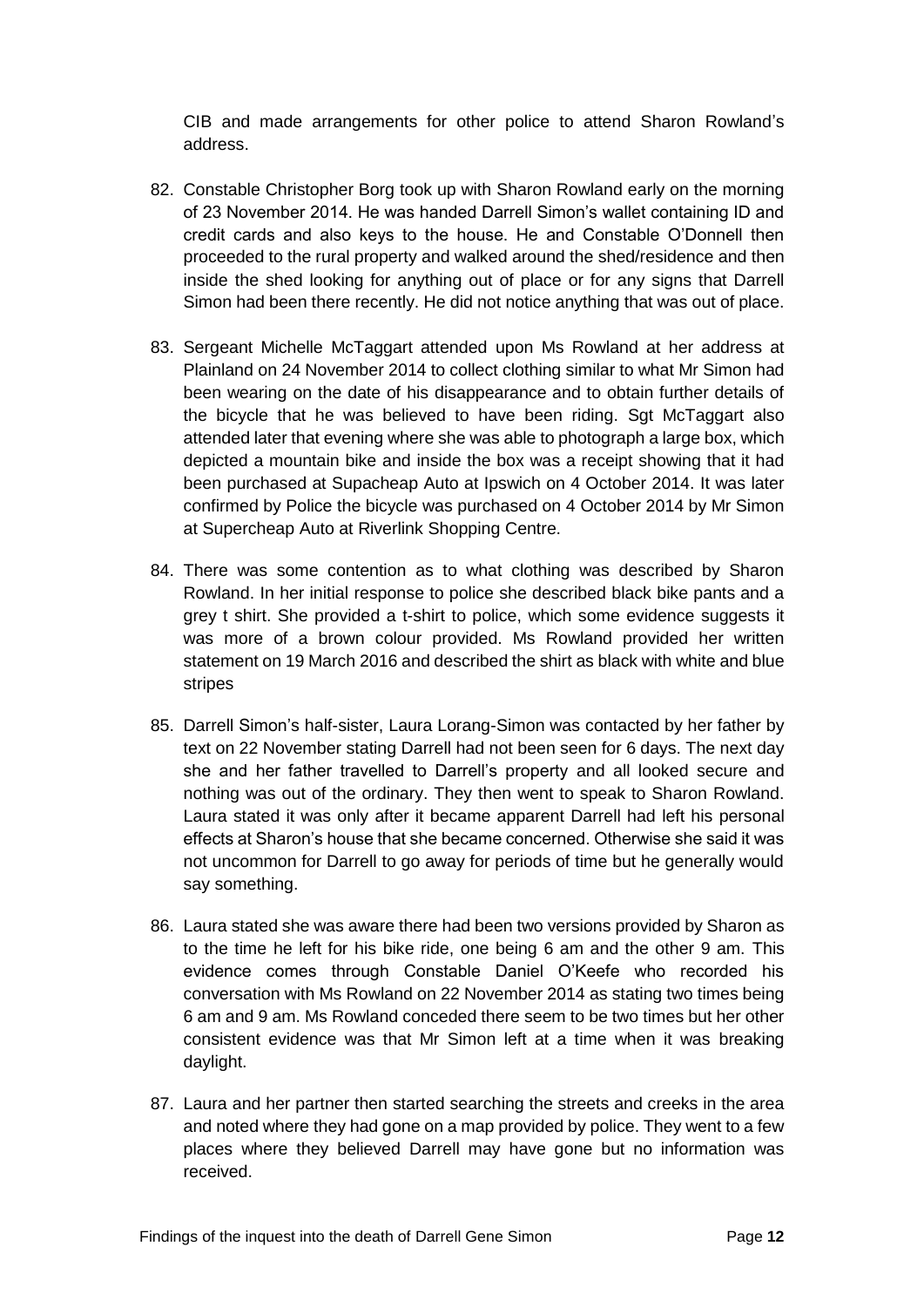CIB and made arrangements for other police to attend Sharon Rowland's address.

82. Constable Christopher Borg took up with Sharon Rowland early on the morning of 23 November 2014. He was handed Darrell Simon's wallet containing ID and credit cards and also keys to the house. He and Constable O'Donnell then proceeded to the rural property and walked around the shed/residence and then inside the shed looking for anything out of place or for any signs that Darrell Simon had been there recently. He did not notice anything that was out of place.

83. Sergeant Michelle McTaggart attended upon Ms Rowland at her address at Plainland on 24 November 2014 to collect clothing similar to what Mr Simon had been wearing on the date of his disappearance and to obtain further details of the bicycle that he was believed to have been riding. Sgt McTaggart also attended later that evening where she was able to photograph a large box, which depicted a mountain bike and inside the box was a receipt showing that it had been purchased at Supacheap Auto at Ipswich on 4 October 2014. It was later confirmed by Police the bicycle was purchased on 4 October 2014 by Mr Simon at Supercheap Auto at Riverlink Shopping Centre.

84. There was some contention as to what clothing was described by Sharon Rowland. In her initial response to police she described black bike pants and a grey t shirt. She provided a t-shirt to police, which some evidence suggests it was more of a brown colour provided. Ms Rowland provided her written statement on 19 March 2016 and described the shirt as black with white and blue stripes

85. Darrell Simon's half-sister, Laura Lorang-Simon was contacted by her father by text on 22 November stating Darrell had not been seen for 6 days. The next day she and her father travelled to Darrell's property and all looked secure and nothing was out of the ordinary. They then went to speak to Sharon Rowland. Laura stated it was only after it became apparent Darrell had left his personal effects at Sharon's house that she became concerned. Otherwise she said it was not uncommon for Darrell to go away for periods of time but he generally would say something.

86. Laura stated she was aware there had been two versions provided by Sharon as to the time he left for his bike ride, one being 6 am and the other 9 am. This evidence comes through Constable Daniel O'Keefe who recorded his conversation with Ms Rowland on 22 November 2014 as stating two times being 6 am and 9 am. Ms Rowland conceded there seem to be two times but her other consistent evidence was that Mr Simon left at a time when it was breaking daylight.

87. Laura and her partner then started searching the streets and creeks in the area and noted where they had gone on a map provided by police. They went to a few places where they believed Darrell may have gone but no information was received.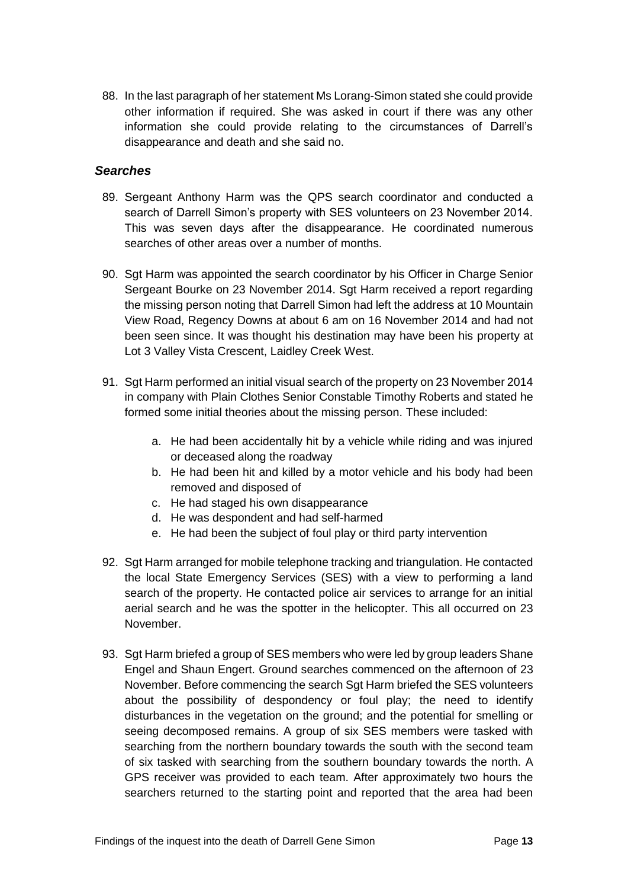88. In the last paragraph of her statement Ms Lorang-Simon stated she could provide other information if required. She was asked in court if there was any other information she could provide relating to the circumstances of Darrell's disappearance and death and she said no.

### *Searches*

89. Sergeant Anthony Harm was the QPS search coordinator and conducted a search of Darrell Simon's property with SES volunteers on 23 November 2014. This was seven days after the disappearance. He coordinated numerous searches of other areas over a number of months.

90. Sgt Harm was appointed the search coordinator by his Officer in Charge Senior Sergeant Bourke on 23 November 2014. Sgt Harm received a report regarding the missing person noting that Darrell Simon had left the address at 10 Mountain View Road, Regency Downs at about 6 am on 16 November 2014 and had not been seen since. It was thought his destination may have been his property at Lot 3 Valley Vista Crescent, Laidley Creek West.

91. Sgt Harm performed an initial visual search of the property on 23 November 2014 in company with Plain Clothes Senior Constable Timothy Roberts and stated he formed some initial theories about the missing person. These included:

    a. He had been accidentally hit by a vehicle while riding and was injured or deceased along the roadway
    b. He had been hit and killed by a motor vehicle and his body had been removed and disposed of
    c. He had staged his own disappearance
    d. He was despondent and had self-harmed
    e. He had been the subject of foul play or third party intervention

92. Sgt Harm arranged for mobile telephone tracking and triangulation. He contacted the local State Emergency Services (SES) with a view to performing a land search of the property. He contacted police air services to arrange for an initial aerial search and he was the spotter in the helicopter. This all occurred on 23 November.

93. Sgt Harm briefed a group of SES members who were led by group leaders Shane Engel and Shaun Engert. Ground searches commenced on the afternoon of 23 November. Before commencing the search Sgt Harm briefed the SES volunteers about the possibility of despondency or foul play; the need to identify disturbances in the vegetation on the ground; and the potential for smelling or seeing decomposed remains. A group of six SES members were tasked with searching from the northern boundary towards the south with the second team of six tasked with searching from the southern boundary towards the north. A GPS receiver was provided to each team. After approximately two hours the searchers returned to the starting point and reported that the area had been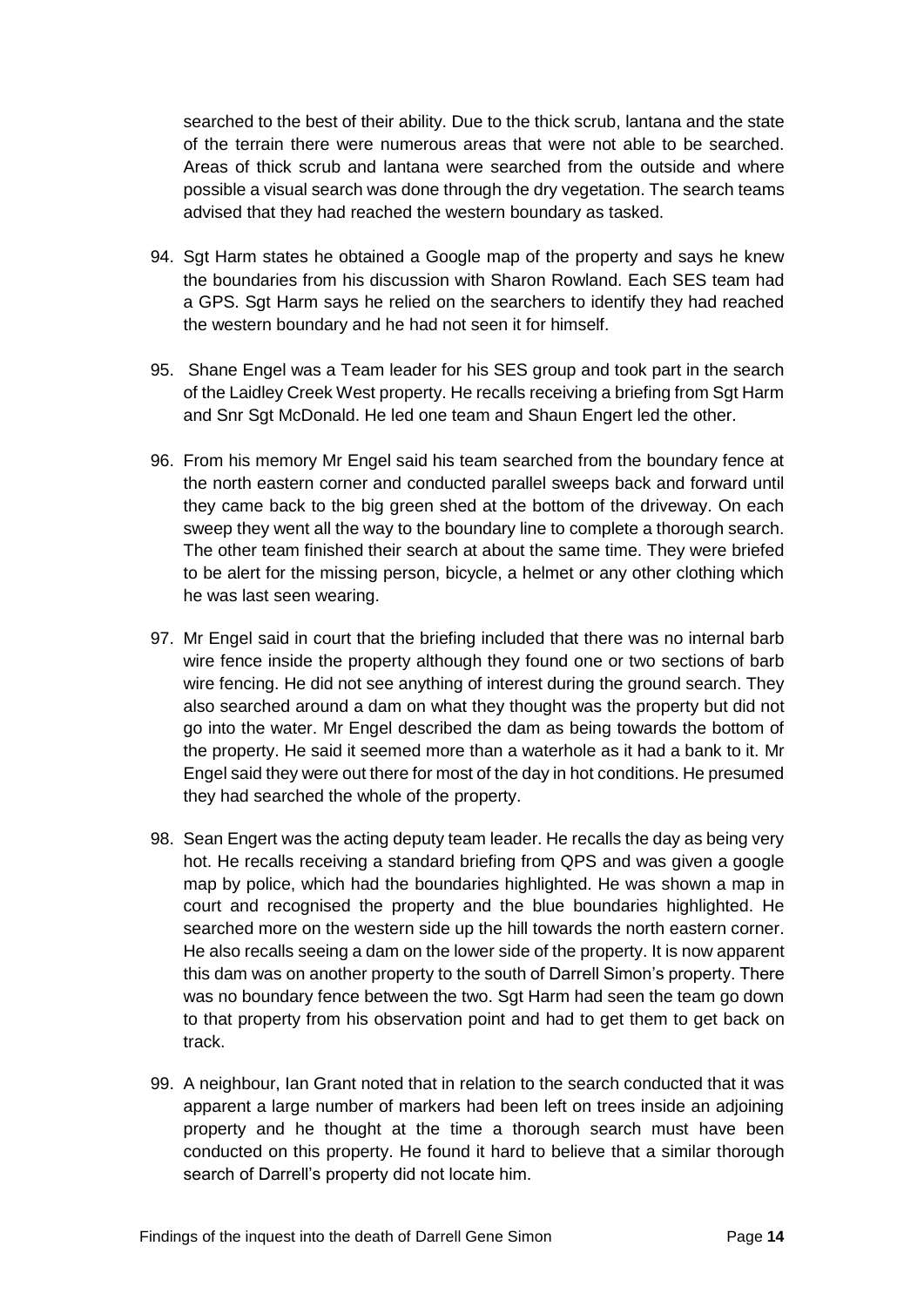searched to the best of their ability. Due to the thick scrub, lantana and the state of the terrain there were numerous areas that were not able to be searched. Areas of thick scrub and lantana were searched from the outside and where possible a visual search was done through the dry vegetation. The search teams advised that they had reached the western boundary as tasked.

94. Sgt Harm states he obtained a Google map of the property and says he knew the boundaries from his discussion with Sharon Rowland. Each SES team had a GPS. Sgt Harm says he relied on the searchers to identify they had reached the western boundary and he had not seen it for himself.

95. Shane Engel was a Team leader for his SES group and took part in the search of the Laidley Creek West property. He recalls receiving a briefing from Sgt Harm and Snr Sgt McDonald. He led one team and Shaun Engert led the other.

96. From his memory Mr Engel said his team searched from the boundary fence at the north eastern corner and conducted parallel sweeps back and forward until they came back to the big green shed at the bottom of the driveway. On each sweep they went all the way to the boundary line to complete a thorough search. The other team finished their search at about the same time. They were briefed to be alert for the missing person, bicycle, a helmet or any other clothing which he was last seen wearing.

97. Mr Engel said in court that the briefing included that there was no internal barb wire fence inside the property although they found one or two sections of barb wire fencing. He did not see anything of interest during the ground search. They also searched around a dam on what they thought was the property but did not go into the water. Mr Engel described the dam as being towards the bottom of the property. He said it seemed more than a waterhole as it had a bank to it. Mr Engel said they were out there for most of the day in hot conditions. He presumed they had searched the whole of the property.

98. Sean Engert was the acting deputy team leader. He recalls the day as being very hot. He recalls receiving a standard briefing from QPS and was given a google map by police, which had the boundaries highlighted. He was shown a map in court and recognised the property and the blue boundaries highlighted. He searched more on the western side up the hill towards the north eastern corner. He also recalls seeing a dam on the lower side of the property. It is now apparent this dam was on another property to the south of Darrell Simon's property. There was no boundary fence between the two. Sgt Harm had seen the team go down to that property from his observation point and had to get them to get back on track.

99. A neighbour, Ian Grant noted that in relation to the search conducted that it was apparent a large number of markers had been left on trees inside an adjoining property and he thought at the time a thorough search must have been conducted on this property. He found it hard to believe that a similar thorough search of Darrell's property did not locate him.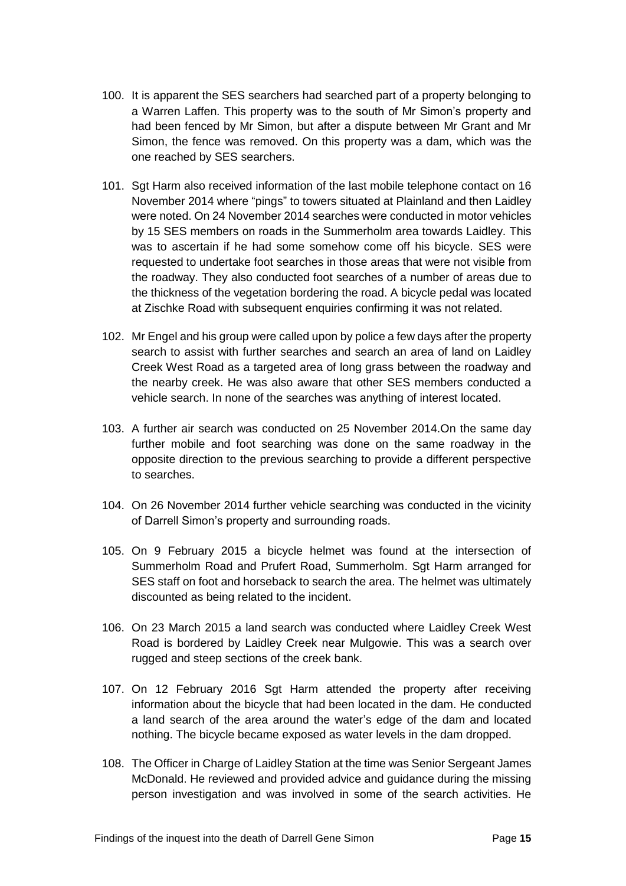100. It is apparent the SES searchers had searched part of a property belonging to a Warren Laffen. This property was to the south of Mr Simon's property and had been fenced by Mr Simon, but after a dispute between Mr Grant and Mr Simon, the fence was removed. On this property was a dam, which was the one reached by SES searchers.

101. Sgt Harm also received information of the last mobile telephone contact on 16 November 2014 where "pings" to towers situated at Plainland and then Laidley were noted. On 24 November 2014 searches were conducted in motor vehicles by 15 SES members on roads in the Summerholm area towards Laidley. This was to ascertain if he had some somehow come off his bicycle. SES were requested to undertake foot searches in those areas that were not visible from the roadway. They also conducted foot searches of a number of areas due to the thickness of the vegetation bordering the road. A bicycle pedal was located at Zischke Road with subsequent enquiries confirming it was not related.

102. Mr Engel and his group were called upon by police a few days after the property search to assist with further searches and search an area of land on Laidley Creek West Road as a targeted area of long grass between the roadway and the nearby creek. He was also aware that other SES members conducted a vehicle search. In none of the searches was anything of interest located.

103. A further air search was conducted on 25 November 2014.On the same day further mobile and foot searching was done on the same roadway in the opposite direction to the previous searching to provide a different perspective to searches.

104. On 26 November 2014 further vehicle searching was conducted in the vicinity of Darrell Simon's property and surrounding roads.

105. On 9 February 2015 a bicycle helmet was found at the intersection of Summerholm Road and Prufert Road, Summerholm. Sgt Harm arranged for SES staff on foot and horseback to search the area. The helmet was ultimately discounted as being related to the incident.

106. On 23 March 2015 a land search was conducted where Laidley Creek West Road is bordered by Laidley Creek near Mulgowie. This was a search over rugged and steep sections of the creek bank.

107. On 12 February 2016 Sgt Harm attended the property after receiving information about the bicycle that had been located in the dam. He conducted a land search of the area around the water's edge of the dam and located nothing. The bicycle became exposed as water levels in the dam dropped.

108. The Officer in Charge of Laidley Station at the time was Senior Sergeant James McDonald. He reviewed and provided advice and guidance during the missing person investigation and was involved in some of the search activities. He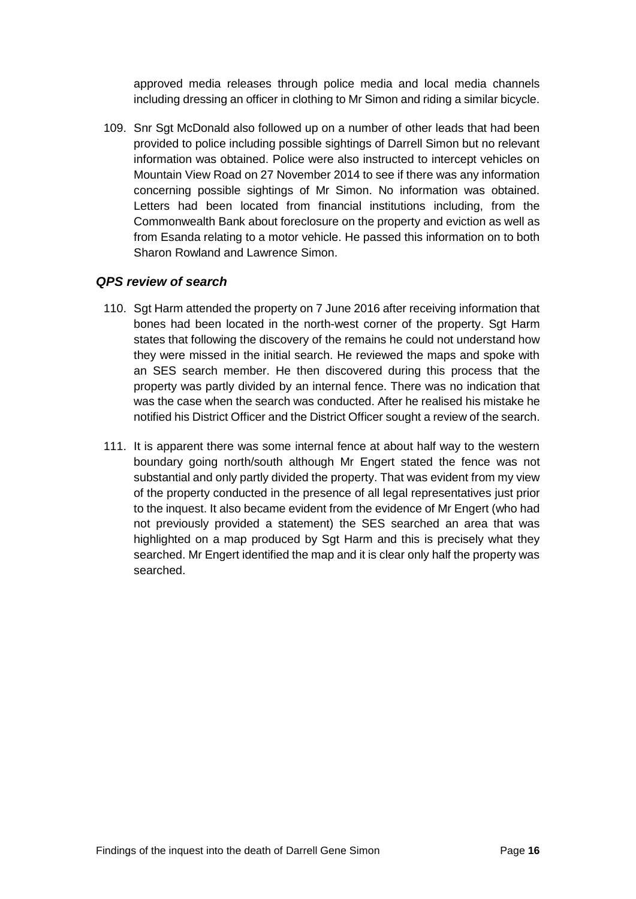approved media releases through police media and local media channels including dressing an officer in clothing to Mr Simon and riding a similar bicycle.

109. Snr Sgt McDonald also followed up on a number of other leads that had been provided to police including possible sightings of Darrell Simon but no relevant information was obtained. Police were also instructed to intercept vehicles on Mountain View Road on 27 November 2014 to see if there was any information concerning possible sightings of Mr Simon. No information was obtained. Letters had been located from financial institutions including, from the Commonwealth Bank about foreclosure on the property and eviction as well as from Esanda relating to a motor vehicle. He passed this information on to both Sharon Rowland and Lawrence Simon.

### *QPS review of search*

110. Sgt Harm attended the property on 7 June 2016 after receiving information that bones had been located in the north-west corner of the property. Sgt Harm states that following the discovery of the remains he could not understand how they were missed in the initial search. He reviewed the maps and spoke with an SES search member. He then discovered during this process that the property was partly divided by an internal fence. There was no indication that was the case when the search was conducted. After he realised his mistake he notified his District Officer and the District Officer sought a review of the search.

111. It is apparent there was some internal fence at about half way to the western boundary going north/south although Mr Engert stated the fence was not substantial and only partly divided the property. That was evident from my view of the property conducted in the presence of all legal representatives just prior to the inquest. It also became evident from the evidence of Mr Engert (who had not previously provided a statement) the SES searched an area that was highlighted on a map produced by Sgt Harm and this is precisely what they searched. Mr Engert identified the map and it is clear only half the property was searched.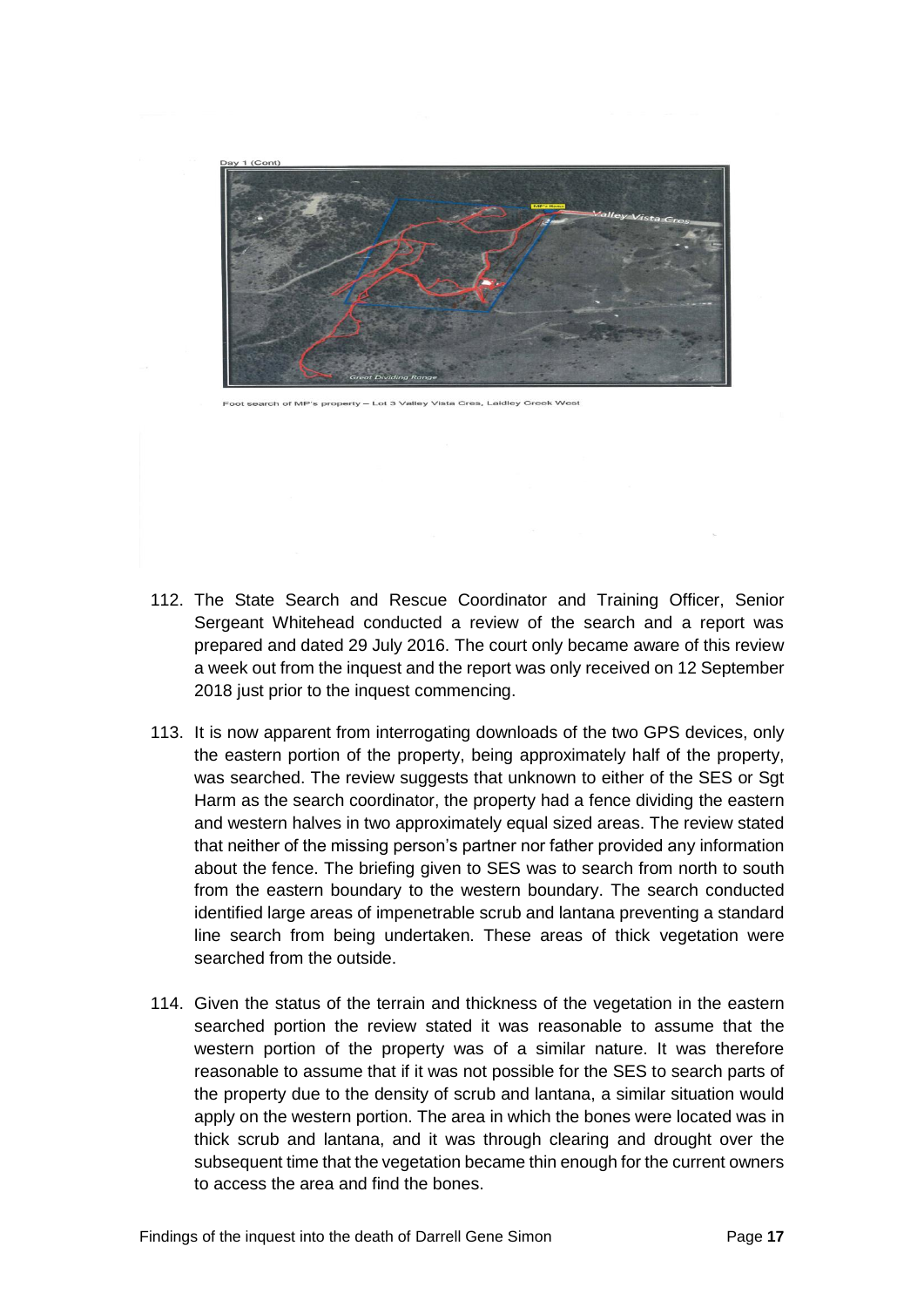Day 1 (Cont)

Foot search of MP's property – Lot 3 Valley Vista Cres, Laidley Creek West

112. The State Search and Rescue Coordinator and Training Officer, Senior Sergeant Whitehead conducted a review of the search and a report was prepared and dated 29 July 2016. The court only became aware of this review a week out from the inquest and the report was only received on 12 September 2018 just prior to the inquest commencing.

113. It is now apparent from interrogating downloads of the two GPS devices, only the eastern portion of the property, being approximately half of the property, was searched. The review suggests that unknown to either of the SES or Sgt Harm as the search coordinator, the property had a fence dividing the eastern and western halves in two approximately equal sized areas. The review stated that neither of the missing person's partner nor father provided any information about the fence. The briefing given to SES was to search from north to south from the eastern boundary to the western boundary. The search conducted identified large areas of impenetrable scrub and lantana preventing a standard line search from being undertaken. These areas of thick vegetation were searched from the outside.

114. Given the status of the terrain and thickness of the vegetation in the eastern searched portion the review stated it was reasonable to assume that the western portion of the property was of a similar nature. It was therefore reasonable to assume that if it was not possible for the SES to search parts of the property due to the density of scrub and lantana, a similar situation would apply on the western portion. The area in which the bones were located was in thick scrub and lantana, and it was through clearing and drought over the subsequent time that the vegetation became thin enough for the current owners to access the area and find the bones.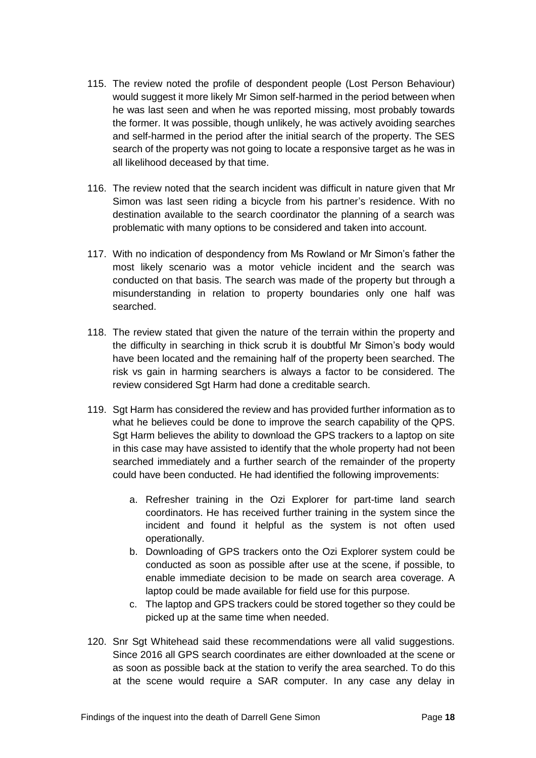115. The review noted the profile of despondent people (Lost Person Behaviour) would suggest it more likely Mr Simon self-harmed in the period between when he was last seen and when he was reported missing, most probably towards the former. It was possible, though unlikely, he was actively avoiding searches and self-harmed in the period after the initial search of the property. The SES search of the property was not going to locate a responsive target as he was in all likelihood deceased by that time.

116. The review noted that the search incident was difficult in nature given that Mr Simon was last seen riding a bicycle from his partner's residence. With no destination available to the search coordinator the planning of a search was problematic with many options to be considered and taken into account.

117. With no indication of despondency from Ms Rowland or Mr Simon's father the most likely scenario was a motor vehicle incident and the search was conducted on that basis. The search was made of the property but through a misunderstanding in relation to property boundaries only one half was searched.

118. The review stated that given the nature of the terrain within the property and the difficulty in searching in thick scrub it is doubtful Mr Simon's body would have been located and the remaining half of the property been searched. The risk vs gain in harming searchers is always a factor to be considered. The review considered Sgt Harm had done a creditable search.

119. Sgt Harm has considered the review and has provided further information as to what he believes could be done to improve the search capability of the QPS. Sgt Harm believes the ability to download the GPS trackers to a laptop on site in this case may have assisted to identify that the whole property had not been searched immediately and a further search of the remainder of the property could have been conducted. He had identified the following improvements:

    a. Refresher training in the Ozi Explorer for part-time land search coordinators. He has received further training in the system since the incident and found it helpful as the system is not often used operationally.
    b. Downloading of GPS trackers onto the Ozi Explorer system could be conducted as soon as possible after use at the scene, if possible, to enable immediate decision to be made on search area coverage. A laptop could be made available for field use for this purpose.
    c. The laptop and GPS trackers could be stored together so they could be picked up at the same time when needed.

120. Snr Sgt Whitehead said these recommendations were all valid suggestions. Since 2016 all GPS search coordinates are either downloaded at the scene or as soon as possible back at the station to verify the area searched. To do this at the scene would require a SAR computer. In any case any delay in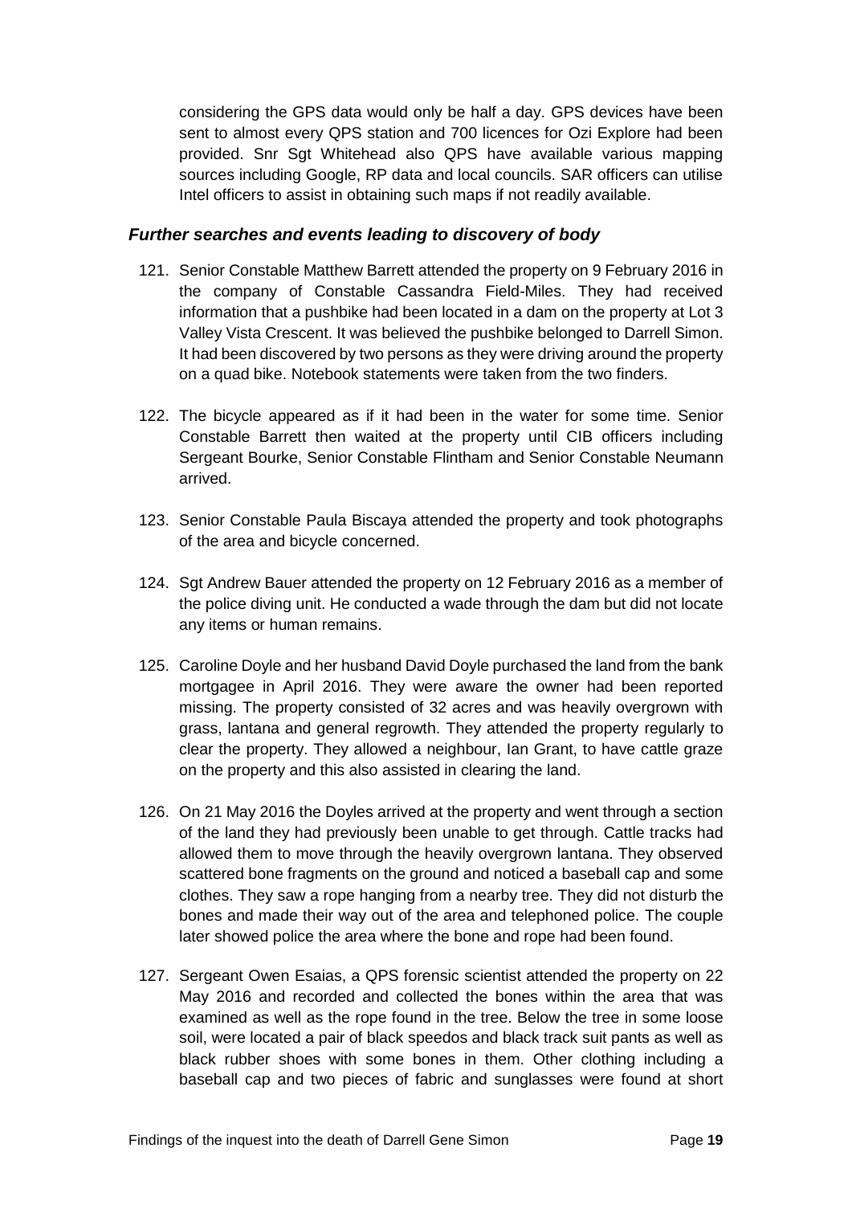considering the GPS data would only be half a day. GPS devices have been sent to almost every QPS station and 700 licences for Ozi Explore had been provided. Snr Sgt Whitehead also QPS have available various mapping sources including Google, RP data and local councils. SAR officers can utilise Intel officers to assist in obtaining such maps if not readily available.

### *Further searches and events leading to discovery of body*

121. Senior Constable Matthew Barrett attended the property on 9 February 2016 in the company of Constable Cassandra Field-Miles. They had received information that a pushbike had been located in a dam on the property at Lot 3 Valley Vista Crescent. It was believed the pushbike belonged to Darrell Simon. It had been discovered by two persons as they were driving around the property on a quad bike. Notebook statements were taken from the two finders.

122. The bicycle appeared as if it had been in the water for some time. Senior Constable Barrett then waited at the property until CIB officers including Sergeant Bourke, Senior Constable Flintham and Senior Constable Neumann arrived.

123. Senior Constable Paula Biscaya attended the property and took photographs of the area and bicycle concerned.

124. Sgt Andrew Bauer attended the property on 12 February 2016 as a member of the police diving unit. He conducted a wade through the dam but did not locate any items or human remains.

125. Caroline Doyle and her husband David Doyle purchased the land from the bank mortgagee in April 2016. They were aware the owner had been reported missing. The property consisted of 32 acres and was heavily overgrown with grass, lantana and general regrowth. They attended the property regularly to clear the property. They allowed a neighbour, Ian Grant, to have cattle graze on the property and this also assisted in clearing the land.

126. On 21 May 2016 the Doyles arrived at the property and went through a section of the land they had previously been unable to get through. Cattle tracks had allowed them to move through the heavily overgrown lantana. They observed scattered bone fragments on the ground and noticed a baseball cap and some clothes. They saw a rope hanging from a nearby tree. They did not disturb the bones and made their way out of the area and telephoned police. The couple later showed police the area where the bone and rope had been found.

127. Sergeant Owen Esaias, a QPS forensic scientist attended the property on 22 May 2016 and recorded and collected the bones within the area that was examined as well as the rope found in the tree. Below the tree in some loose soil, were located a pair of black speedos and black track suit pants as well as black rubber shoes with some bones in them. Other clothing including a baseball cap and two pieces of fabric and sunglasses were found at short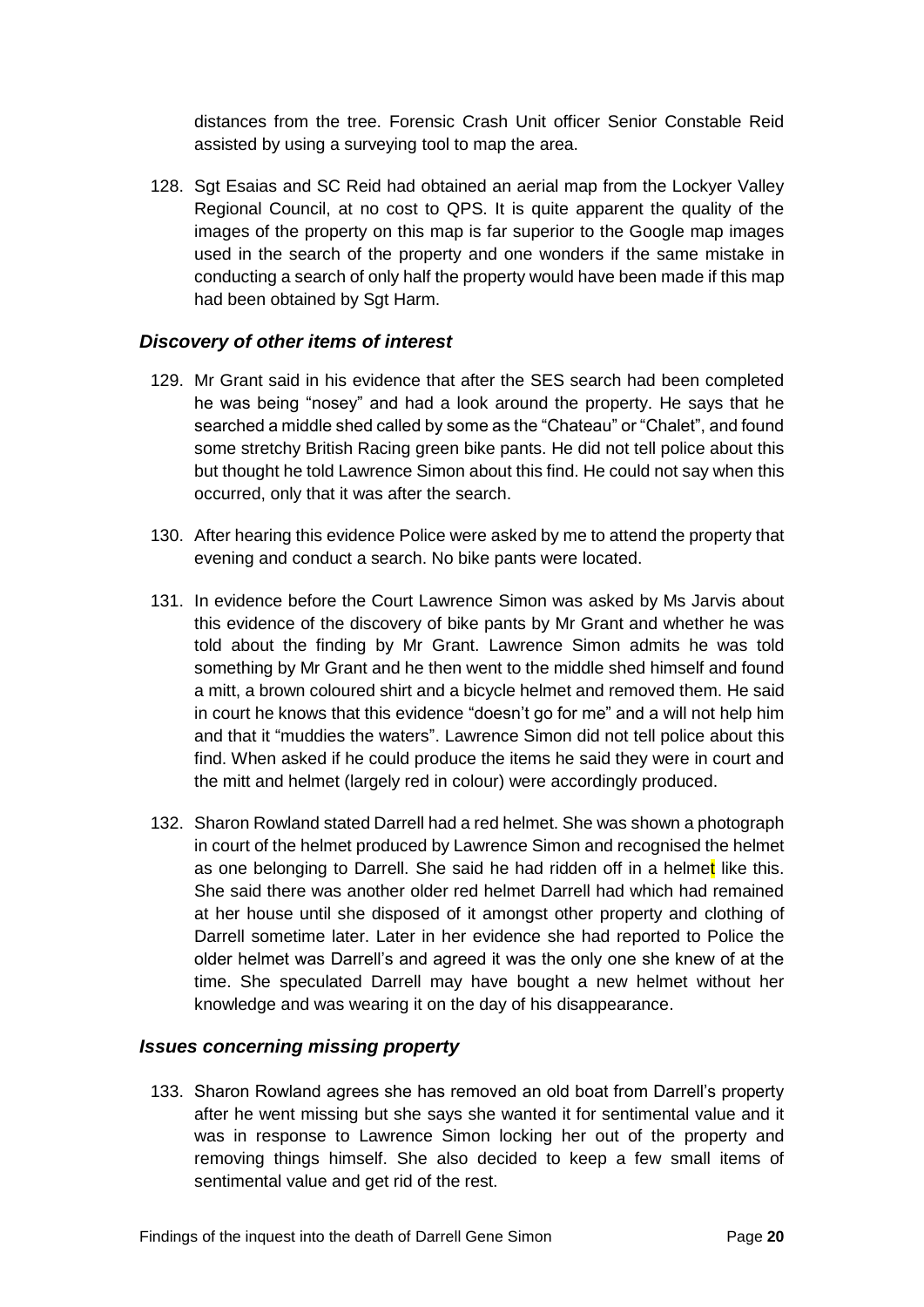distances from the tree. Forensic Crash Unit officer Senior Constable Reid assisted by using a surveying tool to map the area.

128. Sgt Esaias and SC Reid had obtained an aerial map from the Lockyer Valley Regional Council, at no cost to QPS. It is quite apparent the quality of the images of the property on this map is far superior to the Google map images used in the search of the property and one wonders if the same mistake in conducting a search of only half the property would have been made if this map had been obtained by Sgt Harm.

### *Discovery of other items of interest*

129. Mr Grant said in his evidence that after the SES search had been completed he was being "nosey" and had a look around the property. He says that he searched a middle shed called by some as the "Chateau" or "Chalet", and found some stretchy British Racing green bike pants. He did not tell police about this but thought he told Lawrence Simon about this find. He could not say when this occurred, only that it was after the search.

130. After hearing this evidence Police were asked by me to attend the property that evening and conduct a search. No bike pants were located.

131. In evidence before the Court Lawrence Simon was asked by Ms Jarvis about this evidence of the discovery of bike pants by Mr Grant and whether he was told about the finding by Mr Grant. Lawrence Simon admits he was told something by Mr Grant and he then went to the middle shed himself and found a mitt, a brown coloured shirt and a bicycle helmet and removed them. He said in court he knows that this evidence "doesn't go for me" and a will not help him and that it "muddies the waters". Lawrence Simon did not tell police about this find. When asked if he could produce the items he said they were in court and the mitt and helmet (largely red in colour) were accordingly produced.

132. Sharon Rowland stated Darrell had a red helmet. She was shown a photograph in court of the helmet produced by Lawrence Simon and recognised the helmet as one belonging to Darrell. She said he had ridden off in a helmet like this. She said there was another older red helmet Darrell had which had remained at her house until she disposed of it amongst other property and clothing of Darrell sometime later. Later in her evidence she had reported to Police the older helmet was Darrell's and agreed it was the only one she knew of at the time. She speculated Darrell may have bought a new helmet without her knowledge and was wearing it on the day of his disappearance.

### *Issues concerning missing property*

133. Sharon Rowland agrees she has removed an old boat from Darrell's property after he went missing but she says she wanted it for sentimental value and it was in response to Lawrence Simon locking her out of the property and removing things himself. She also decided to keep a few small items of sentimental value and get rid of the rest.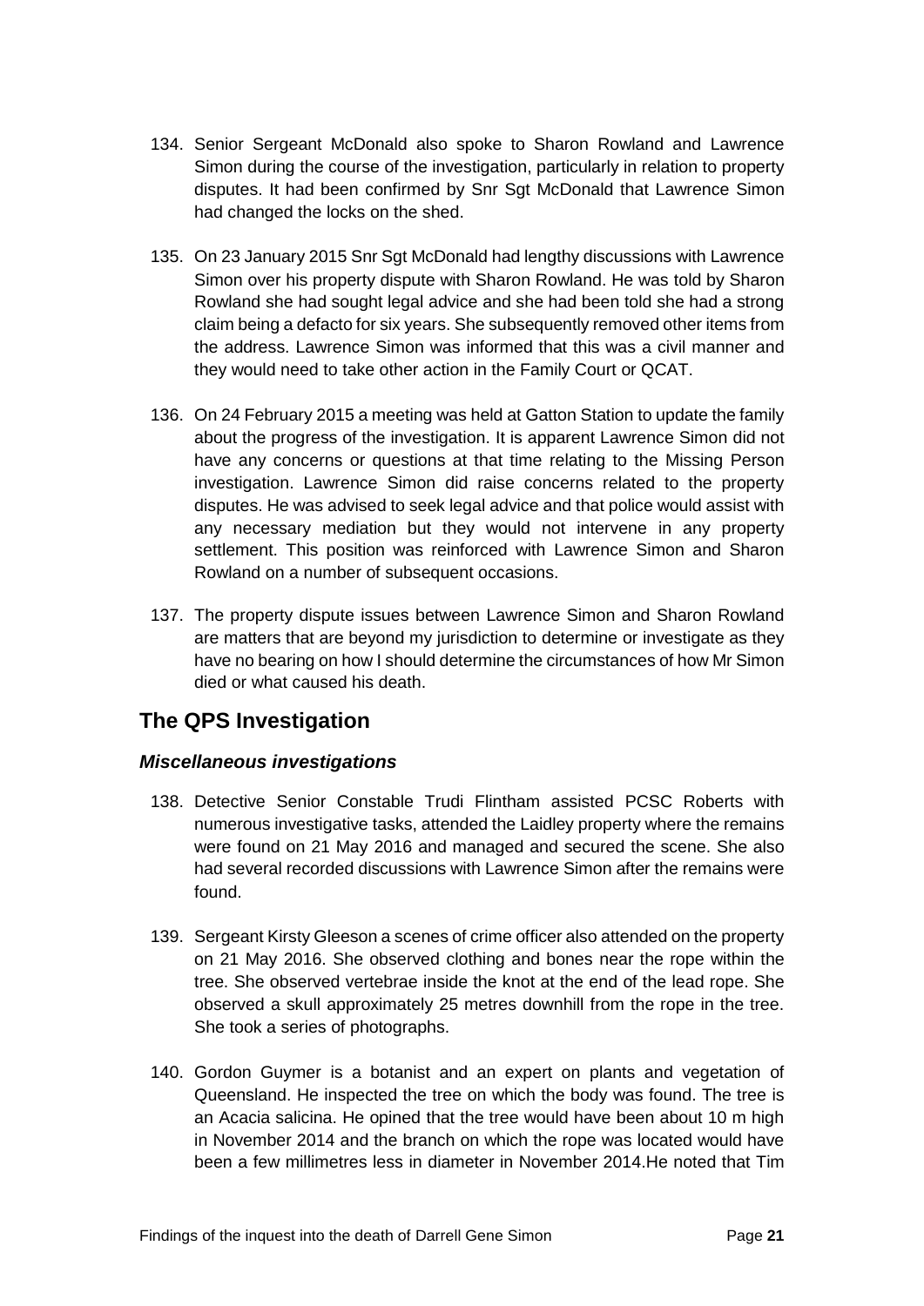134. Senior Sergeant McDonald also spoke to Sharon Rowland and Lawrence Simon during the course of the investigation, particularly in relation to property disputes. It had been confirmed by Snr Sgt McDonald that Lawrence Simon had changed the locks on the shed.

135. On 23 January 2015 Snr Sgt McDonald had lengthy discussions with Lawrence Simon over his property dispute with Sharon Rowland. He was told by Sharon Rowland she had sought legal advice and she had been told she had a strong claim being a defacto for six years. She subsequently removed other items from the address. Lawrence Simon was informed that this was a civil manner and they would need to take other action in the Family Court or QCAT.

136. On 24 February 2015 a meeting was held at Gatton Station to update the family about the progress of the investigation. It is apparent Lawrence Simon did not have any concerns or questions at that time relating to the Missing Person investigation. Lawrence Simon did raise concerns related to the property disputes. He was advised to seek legal advice and that police would assist with any necessary mediation but they would not intervene in any property settlement. This position was reinforced with Lawrence Simon and Sharon Rowland on a number of subsequent occasions.

137. The property dispute issues between Lawrence Simon and Sharon Rowland are matters that are beyond my jurisdiction to determine or investigate as they have no bearing on how I should determine the circumstances of how Mr Simon died or what caused his death.

## The QPS Investigation

### *Miscellaneous investigations*

138. Detective Senior Constable Trudi Flintham assisted PCSC Roberts with numerous investigative tasks, attended the Laidley property where the remains were found on 21 May 2016 and managed and secured the scene. She also had several recorded discussions with Lawrence Simon after the remains were found.

139. Sergeant Kirsty Gleeson a scenes of crime officer also attended on the property on 21 May 2016. She observed clothing and bones near the rope within the tree. She observed vertebrae inside the knot at the end of the lead rope. She observed a skull approximately 25 metres downhill from the rope in the tree. She took a series of photographs.

140. Gordon Guymer is a botanist and an expert on plants and vegetation of Queensland. He inspected the tree on which the body was found. The tree is an Acacia salicina. He opined that the tree would have been about 10 m high in November 2014 and the branch on which the rope was located would have been a few millimetres less in diameter in November 2014.He noted that Tim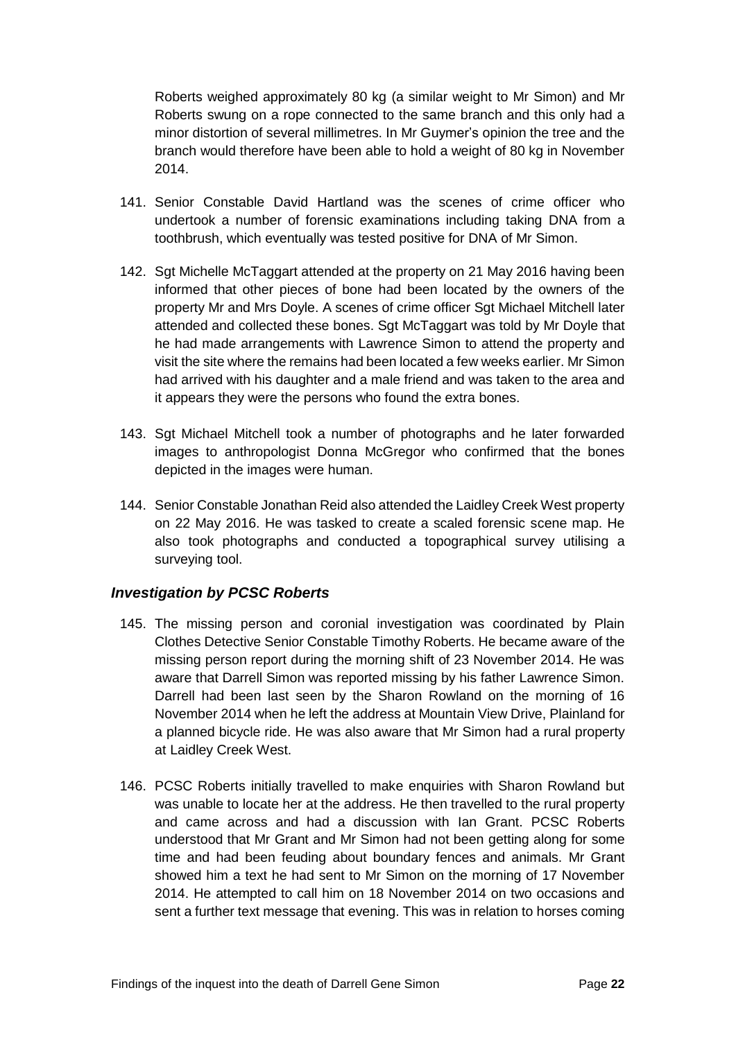Roberts weighed approximately 80 kg (a similar weight to Mr Simon) and Mr Roberts swung on a rope connected to the same branch and this only had a minor distortion of several millimetres. In Mr Guymer's opinion the tree and the branch would therefore have been able to hold a weight of 80 kg in November 2014.

141. Senior Constable David Hartland was the scenes of crime officer who undertook a number of forensic examinations including taking DNA from a toothbrush, which eventually was tested positive for DNA of Mr Simon.

142. Sgt Michelle McTaggart attended at the property on 21 May 2016 having been informed that other pieces of bone had been located by the owners of the property Mr and Mrs Doyle. A scenes of crime officer Sgt Michael Mitchell later attended and collected these bones. Sgt McTaggart was told by Mr Doyle that he had made arrangements with Lawrence Simon to attend the property and visit the site where the remains had been located a few weeks earlier. Mr Simon had arrived with his daughter and a male friend and was taken to the area and it appears they were the persons who found the extra bones.

143. Sgt Michael Mitchell took a number of photographs and he later forwarded images to anthropologist Donna McGregor who confirmed that the bones depicted in the images were human.

144. Senior Constable Jonathan Reid also attended the Laidley Creek West property on 22 May 2016. He was tasked to create a scaled forensic scene map. He also took photographs and conducted a topographical survey utilising a surveying tool.

### *Investigation by PCSC Roberts*

145. The missing person and coronial investigation was coordinated by Plain Clothes Detective Senior Constable Timothy Roberts. He became aware of the missing person report during the morning shift of 23 November 2014. He was aware that Darrell Simon was reported missing by his father Lawrence Simon. Darrell had been last seen by the Sharon Rowland on the morning of 16 November 2014 when he left the address at Mountain View Drive, Plainland for a planned bicycle ride. He was also aware that Mr Simon had a rural property at Laidley Creek West.

146. PCSC Roberts initially travelled to make enquiries with Sharon Rowland but was unable to locate her at the address. He then travelled to the rural property and came across and had a discussion with Ian Grant. PCSC Roberts understood that Mr Grant and Mr Simon had not been getting along for some time and had been feuding about boundary fences and animals. Mr Grant showed him a text he had sent to Mr Simon on the morning of 17 November 2014. He attempted to call him on 18 November 2014 on two occasions and sent a further text message that evening. This was in relation to horses coming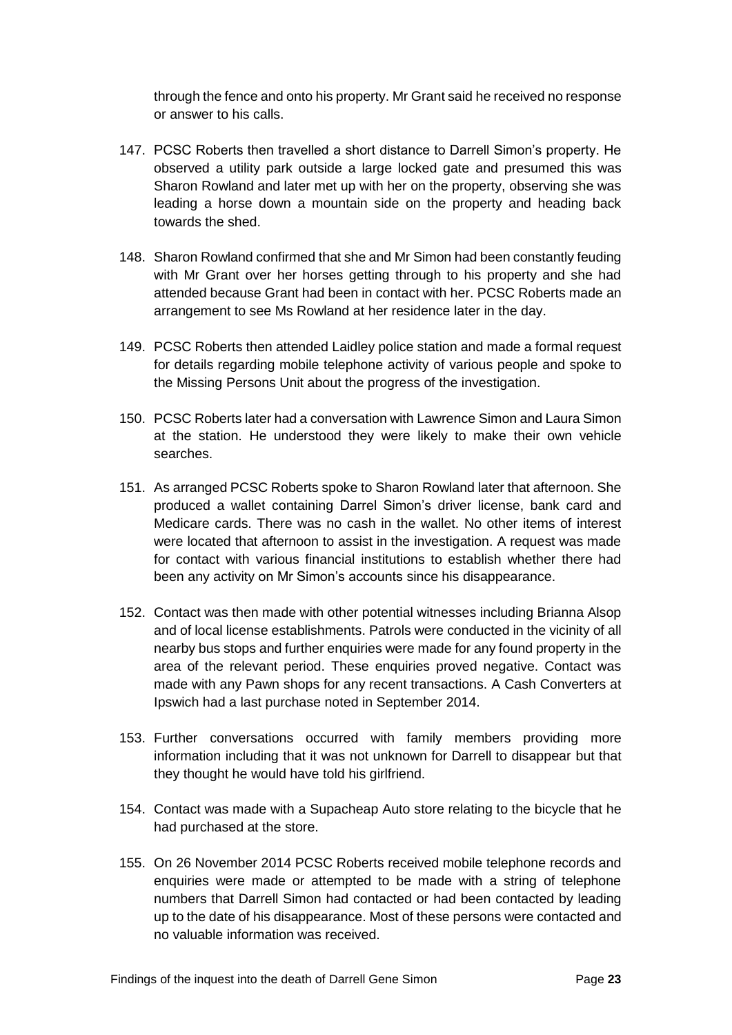through the fence and onto his property. Mr Grant said he received no response or answer to his calls.

147. PCSC Roberts then travelled a short distance to Darrell Simon's property. He observed a utility park outside a large locked gate and presumed this was Sharon Rowland and later met up with her on the property, observing she was leading a horse down a mountain side on the property and heading back towards the shed.

148. Sharon Rowland confirmed that she and Mr Simon had been constantly feuding with Mr Grant over her horses getting through to his property and she had attended because Grant had been in contact with her. PCSC Roberts made an arrangement to see Ms Rowland at her residence later in the day.

149. PCSC Roberts then attended Laidley police station and made a formal request for details regarding mobile telephone activity of various people and spoke to the Missing Persons Unit about the progress of the investigation.

150. PCSC Roberts later had a conversation with Lawrence Simon and Laura Simon at the station. He understood they were likely to make their own vehicle searches.

151. As arranged PCSC Roberts spoke to Sharon Rowland later that afternoon. She produced a wallet containing Darrel Simon's driver license, bank card and Medicare cards. There was no cash in the wallet. No other items of interest were located that afternoon to assist in the investigation. A request was made for contact with various financial institutions to establish whether there had been any activity on Mr Simon's accounts since his disappearance.

152. Contact was then made with other potential witnesses including Brianna Alsop and of local license establishments. Patrols were conducted in the vicinity of all nearby bus stops and further enquiries were made for any found property in the area of the relevant period. These enquiries proved negative. Contact was made with any Pawn shops for any recent transactions. A Cash Converters at Ipswich had a last purchase noted in September 2014.

153. Further conversations occurred with family members providing more information including that it was not unknown for Darrell to disappear but that they thought he would have told his girlfriend.

154. Contact was made with a Supacheap Auto store relating to the bicycle that he had purchased at the store.

155. On 26 November 2014 PCSC Roberts received mobile telephone records and enquiries were made or attempted to be made with a string of telephone numbers that Darrell Simon had contacted or had been contacted by leading up to the date of his disappearance. Most of these persons were contacted and no valuable information was received.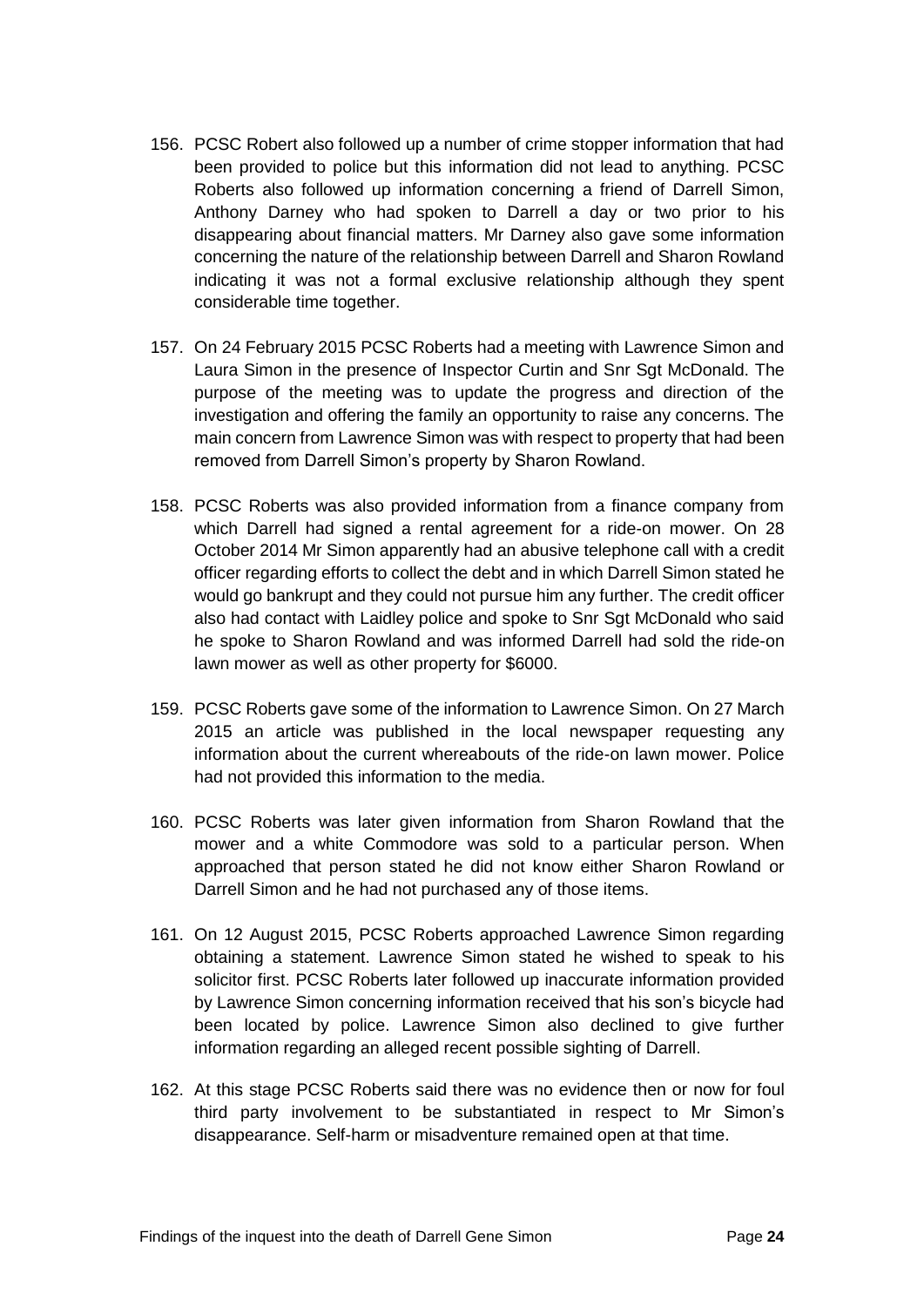156. PCSC Robert also followed up a number of crime stopper information that had been provided to police but this information did not lead to anything. PCSC Roberts also followed up information concerning a friend of Darrell Simon, Anthony Darney who had spoken to Darrell a day or two prior to his disappearing about financial matters. Mr Darney also gave some information concerning the nature of the relationship between Darrell and Sharon Rowland indicating it was not a formal exclusive relationship although they spent considerable time together.

157. On 24 February 2015 PCSC Roberts had a meeting with Lawrence Simon and Laura Simon in the presence of Inspector Curtin and Snr Sgt McDonald. The purpose of the meeting was to update the progress and direction of the investigation and offering the family an opportunity to raise any concerns. The main concern from Lawrence Simon was with respect to property that had been removed from Darrell Simon's property by Sharon Rowland.

158. PCSC Roberts was also provided information from a finance company from which Darrell had signed a rental agreement for a ride-on mower. On 28 October 2014 Mr Simon apparently had an abusive telephone call with a credit officer regarding efforts to collect the debt and in which Darrell Simon stated he would go bankrupt and they could not pursue him any further. The credit officer also had contact with Laidley police and spoke to Snr Sgt McDonald who said he spoke to Sharon Rowland and was informed Darrell had sold the ride-on lawn mower as well as other property for $6000.

159. PCSC Roberts gave some of the information to Lawrence Simon. On 27 March 2015 an article was published in the local newspaper requesting any information about the current whereabouts of the ride-on lawn mower. Police had not provided this information to the media.

160. PCSC Roberts was later given information from Sharon Rowland that the mower and a white Commodore was sold to a particular person. When approached that person stated he did not know either Sharon Rowland or Darrell Simon and he had not purchased any of those items.

161. On 12 August 2015, PCSC Roberts approached Lawrence Simon regarding obtaining a statement. Lawrence Simon stated he wished to speak to his solicitor first. PCSC Roberts later followed up inaccurate information provided by Lawrence Simon concerning information received that his son's bicycle had been located by police. Lawrence Simon also declined to give further information regarding an alleged recent possible sighting of Darrell.

162. At this stage PCSC Roberts said there was no evidence then or now for foul third party involvement to be substantiated in respect to Mr Simon's disappearance. Self-harm or misadventure remained open at that time.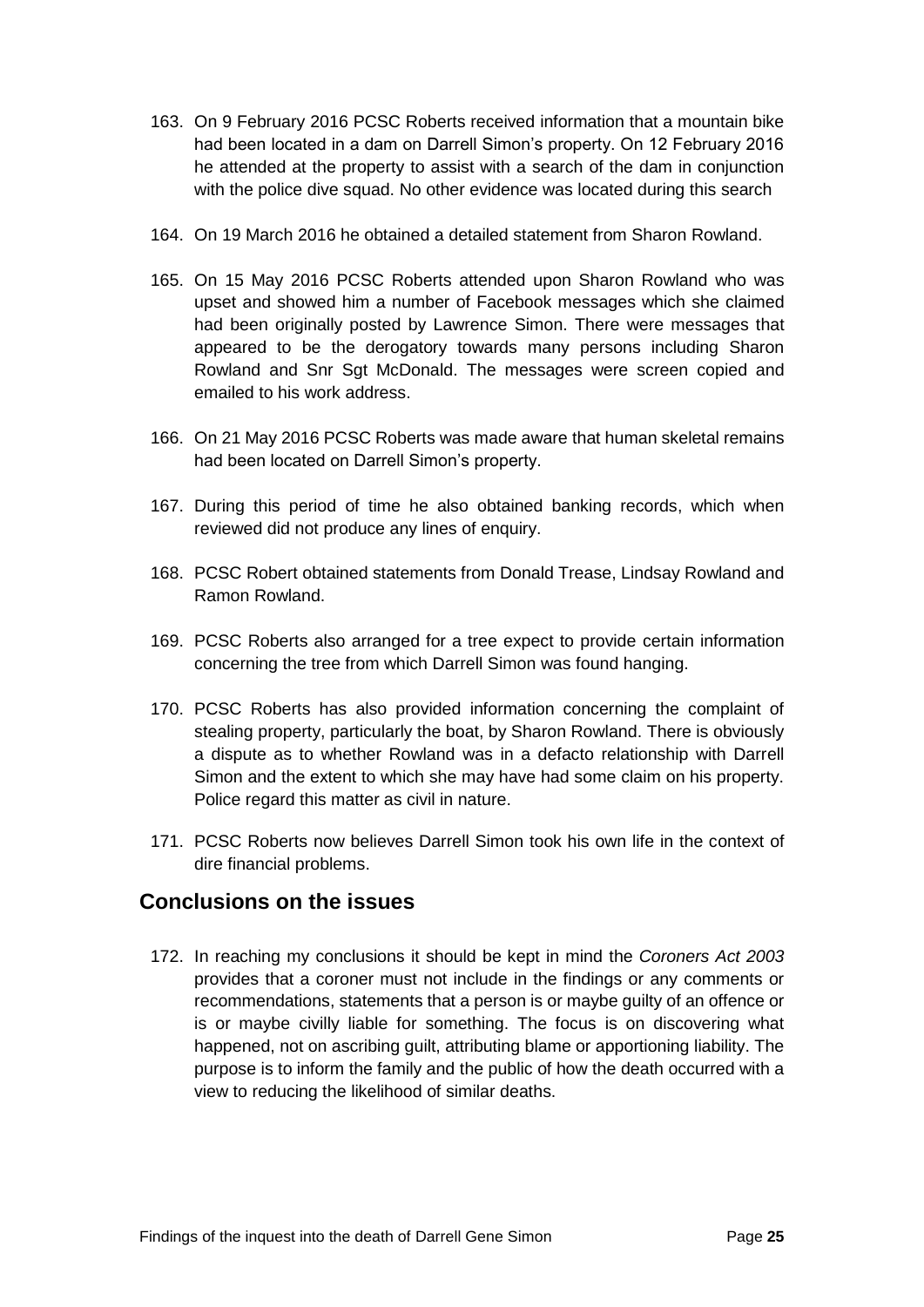163. On 9 February 2016 PCSC Roberts received information that a mountain bike had been located in a dam on Darrell Simon's property. On 12 February 2016 he attended at the property to assist with a search of the dam in conjunction with the police dive squad. No other evidence was located during this search

164. On 19 March 2016 he obtained a detailed statement from Sharon Rowland.

165. On 15 May 2016 PCSC Roberts attended upon Sharon Rowland who was upset and showed him a number of Facebook messages which she claimed had been originally posted by Lawrence Simon. There were messages that appeared to be the derogatory towards many persons including Sharon Rowland and Snr Sgt McDonald. The messages were screen copied and emailed to his work address.

166. On 21 May 2016 PCSC Roberts was made aware that human skeletal remains had been located on Darrell Simon's property.

167. During this period of time he also obtained banking records, which when reviewed did not produce any lines of enquiry.

168. PCSC Robert obtained statements from Donald Trease, Lindsay Rowland and Ramon Rowland.

169. PCSC Roberts also arranged for a tree expect to provide certain information concerning the tree from which Darrell Simon was found hanging.

170. PCSC Roberts has also provided information concerning the complaint of stealing property, particularly the boat, by Sharon Rowland. There is obviously a dispute as to whether Rowland was in a defacto relationship with Darrell Simon and the extent to which she may have had some claim on his property. Police regard this matter as civil in nature.

171. PCSC Roberts now believes Darrell Simon took his own life in the context of dire financial problems.

## Conclusions on the issues

172. In reaching my conclusions it should be kept in mind the *Coroners Act 2003* provides that a coroner must not include in the findings or any comments or recommendations, statements that a person is or maybe guilty of an offence or is or maybe civilly liable for something. The focus is on discovering what happened, not on ascribing guilt, attributing blame or apportioning liability. The purpose is to inform the family and the public of how the death occurred with a view to reducing the likelihood of similar deaths.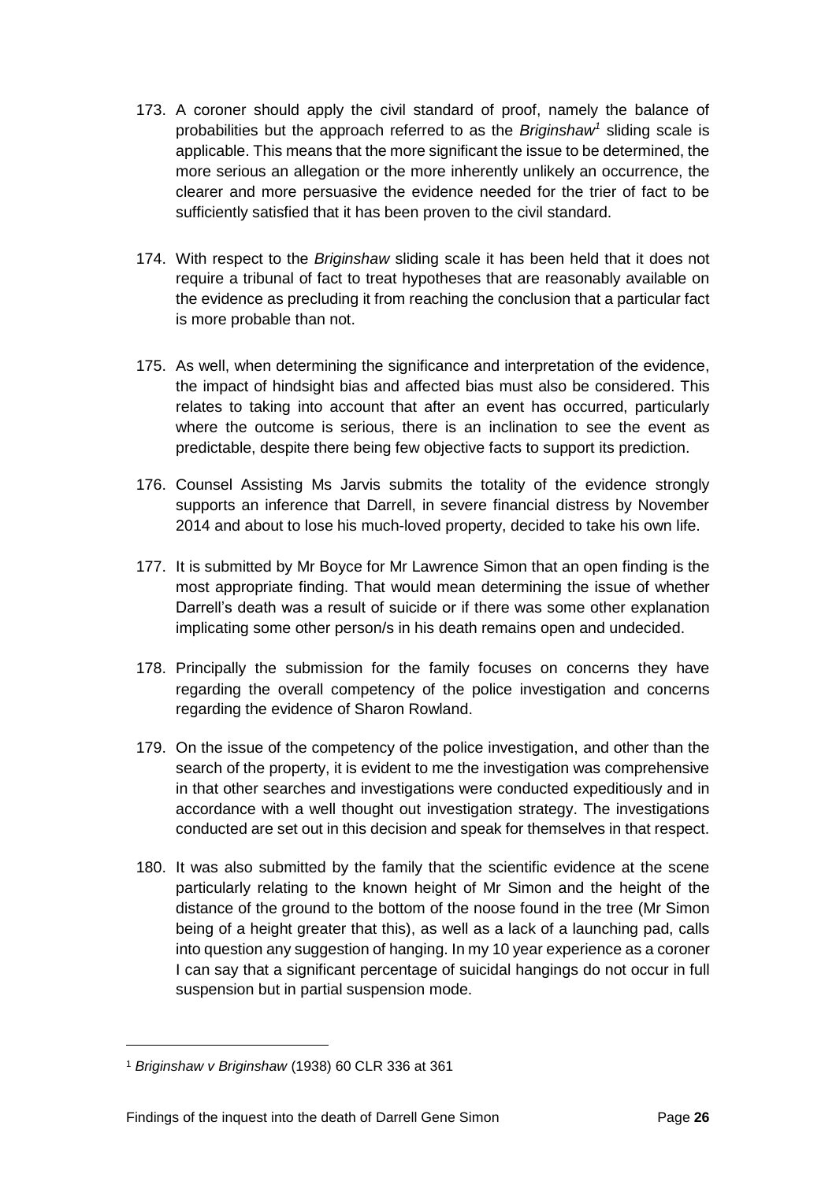173. A coroner should apply the civil standard of proof, namely the balance of probabilities but the approach referred to as the *Briginshaw*[1] sliding scale is applicable. This means that the more significant the issue to be determined, the more serious an allegation or the more inherently unlikely an occurrence, the clearer and more persuasive the evidence needed for the trier of fact to be sufficiently satisfied that it has been proven to the civil standard.

174. With respect to the *Briginshaw* sliding scale it has been held that it does not require a tribunal of fact to treat hypotheses that are reasonably available on the evidence as precluding it from reaching the conclusion that a particular fact is more probable than not.

175. As well, when determining the significance and interpretation of the evidence, the impact of hindsight bias and affected bias must also be considered. This relates to taking into account that after an event has occurred, particularly where the outcome is serious, there is an inclination to see the event as predictable, despite there being few objective facts to support its prediction.

176. Counsel Assisting Ms Jarvis submits the totality of the evidence strongly supports an inference that Darrell, in severe financial distress by November 2014 and about to lose his much-loved property, decided to take his own life.

177. It is submitted by Mr Boyce for Mr Lawrence Simon that an open finding is the most appropriate finding. That would mean determining the issue of whether Darrell's death was a result of suicide or if there was some other explanation implicating some other person/s in his death remains open and undecided.

178. Principally the submission for the family focuses on concerns they have regarding the overall competency of the police investigation and concerns regarding the evidence of Sharon Rowland.

179. On the issue of the competency of the police investigation, and other than the search of the property, it is evident to me the investigation was comprehensive in that other searches and investigations were conducted expeditiously and in accordance with a well thought out investigation strategy. The investigations conducted are set out in this decision and speak for themselves in that respect.

180. It was also submitted by the family that the scientific evidence at the scene particularly relating to the known height of Mr Simon and the height of the distance of the ground to the bottom of the noose found in the tree (Mr Simon being of a height greater that this), as well as a lack of a launching pad, calls into question any suggestion of hanging. In my 10 year experience as a coroner I can say that a significant percentage of suicidal hangings do not occur in full suspension but in partial suspension mode.

---

[1] *Briginshaw v Briginshaw* (1938) 60 CLR 336 at 361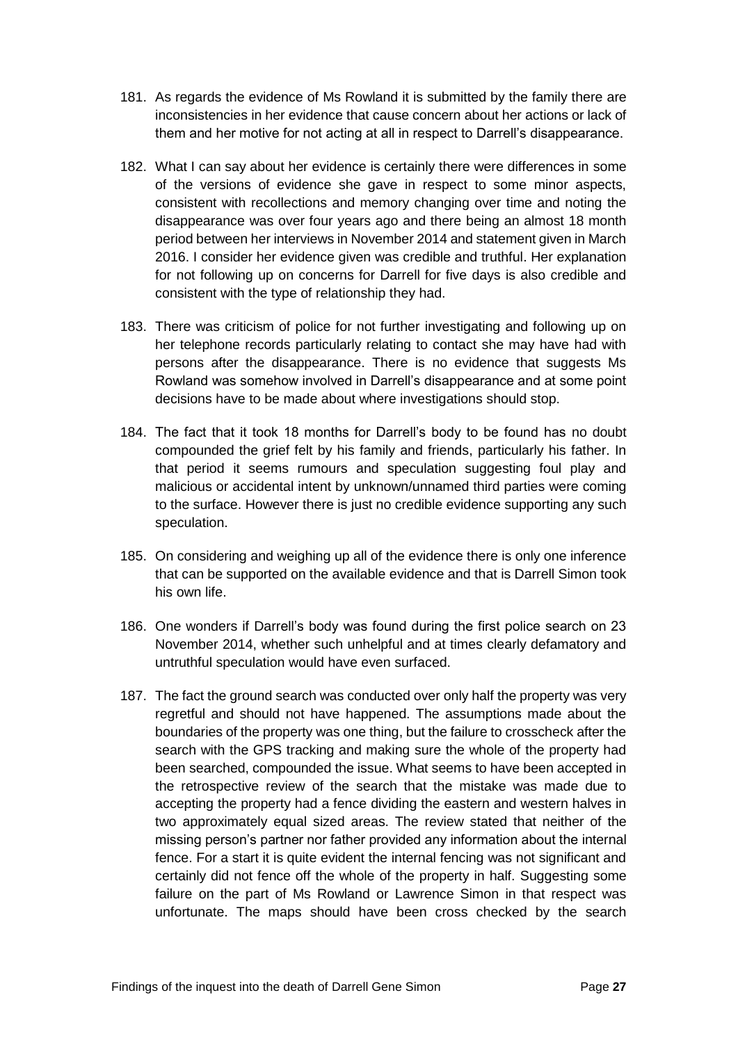181. As regards the evidence of Ms Rowland it is submitted by the family there are inconsistencies in her evidence that cause concern about her actions or lack of them and her motive for not acting at all in respect to Darrell's disappearance.

182. What I can say about her evidence is certainly there were differences in some of the versions of evidence she gave in respect to some minor aspects, consistent with recollections and memory changing over time and noting the disappearance was over four years ago and there being an almost 18 month period between her interviews in November 2014 and statement given in March 2016. I consider her evidence given was credible and truthful. Her explanation for not following up on concerns for Darrell for five days is also credible and consistent with the type of relationship they had.

183. There was criticism of police for not further investigating and following up on her telephone records particularly relating to contact she may have had with persons after the disappearance. There is no evidence that suggests Ms Rowland was somehow involved in Darrell's disappearance and at some point decisions have to be made about where investigations should stop.

184. The fact that it took 18 months for Darrell's body to be found has no doubt compounded the grief felt by his family and friends, particularly his father. In that period it seems rumours and speculation suggesting foul play and malicious or accidental intent by unknown/unnamed third parties were coming to the surface. However there is just no credible evidence supporting any such speculation.

185. On considering and weighing up all of the evidence there is only one inference that can be supported on the available evidence and that is Darrell Simon took his own life.

186. One wonders if Darrell's body was found during the first police search on 23 November 2014, whether such unhelpful and at times clearly defamatory and untruthful speculation would have even surfaced.

187. The fact the ground search was conducted over only half the property was very regretful and should not have happened. The assumptions made about the boundaries of the property was one thing, but the failure to crosscheck after the search with the GPS tracking and making sure the whole of the property had been searched, compounded the issue. What seems to have been accepted in the retrospective review of the search that the mistake was made due to accepting the property had a fence dividing the eastern and western halves in two approximately equal sized areas. The review stated that neither of the missing person's partner nor father provided any information about the internal fence. For a start it is quite evident the internal fencing was not significant and certainly did not fence off the whole of the property in half. Suggesting some failure on the part of Ms Rowland or Lawrence Simon in that respect was unfortunate. The maps should have been cross checked by the search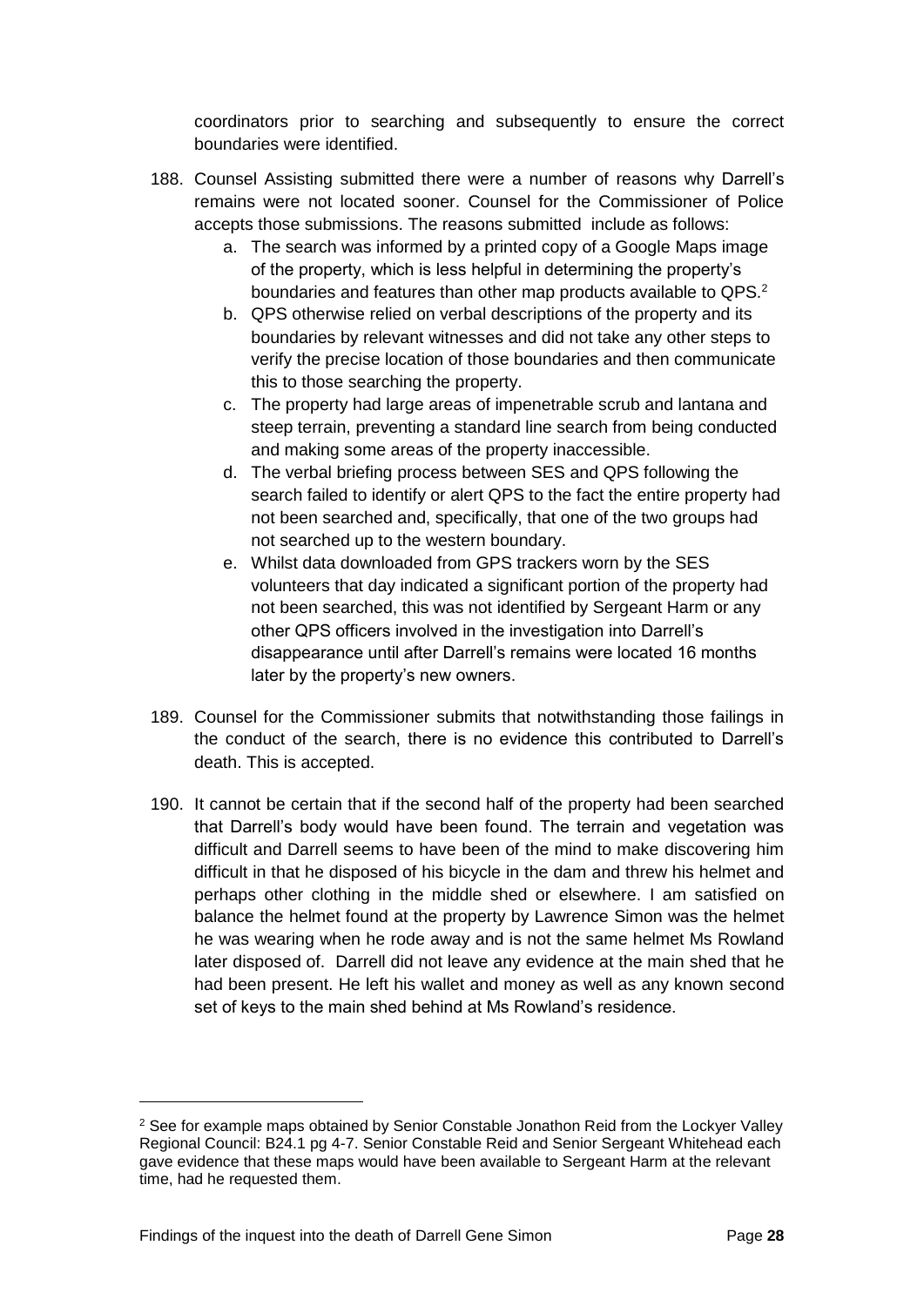coordinators prior to searching and subsequently to ensure the correct boundaries were identified.

188. Counsel Assisting submitted there were a number of reasons why Darrell's remains were not located sooner. Counsel for the Commissioner of Police accepts those submissions. The reasons submitted include as follows:
    a. The search was informed by a printed copy of a Google Maps image of the property, which is less helpful in determining the property's boundaries and features than other map products available to QPS.[2]
    b. QPS otherwise relied on verbal descriptions of the property and its boundaries by relevant witnesses and did not take any other steps to verify the precise location of those boundaries and then communicate this to those searching the property.
    c. The property had large areas of impenetrable scrub and lantana and steep terrain, preventing a standard line search from being conducted and making some areas of the property inaccessible.
    d. The verbal briefing process between SES and QPS following the search failed to identify or alert QPS to the fact the entire property had not been searched and, specifically, that one of the two groups had not searched up to the western boundary.
    e. Whilst data downloaded from GPS trackers worn by the SES volunteers that day indicated a significant portion of the property had not been searched, this was not identified by Sergeant Harm or any other QPS officers involved in the investigation into Darrell's disappearance until after Darrell's remains were located 16 months later by the property's new owners.

189. Counsel for the Commissioner submits that notwithstanding those failings in the conduct of the search, there is no evidence this contributed to Darrell's death. This is accepted.

190. It cannot be certain that if the second half of the property had been searched that Darrell's body would have been found. The terrain and vegetation was difficult and Darrell seems to have been of the mind to make discovering him difficult in that he disposed of his bicycle in the dam and threw his helmet and perhaps other clothing in the middle shed or elsewhere. I am satisfied on balance the helmet found at the property by Lawrence Simon was the helmet he was wearing when he rode away and is not the same helmet Ms Rowland later disposed of. Darrell did not leave any evidence at the main shed that he had been present. He left his wallet and money as well as any known second set of keys to the main shed behind at Ms Rowland's residence.

---

[2] See for example maps obtained by Senior Constable Jonathon Reid from the Lockyer Valley Regional Council: B24.1 pg 4-7. Senior Constable Reid and Senior Sergeant Whitehead each gave evidence that these maps would have been available to Sergeant Harm at the relevant time, had he requested them.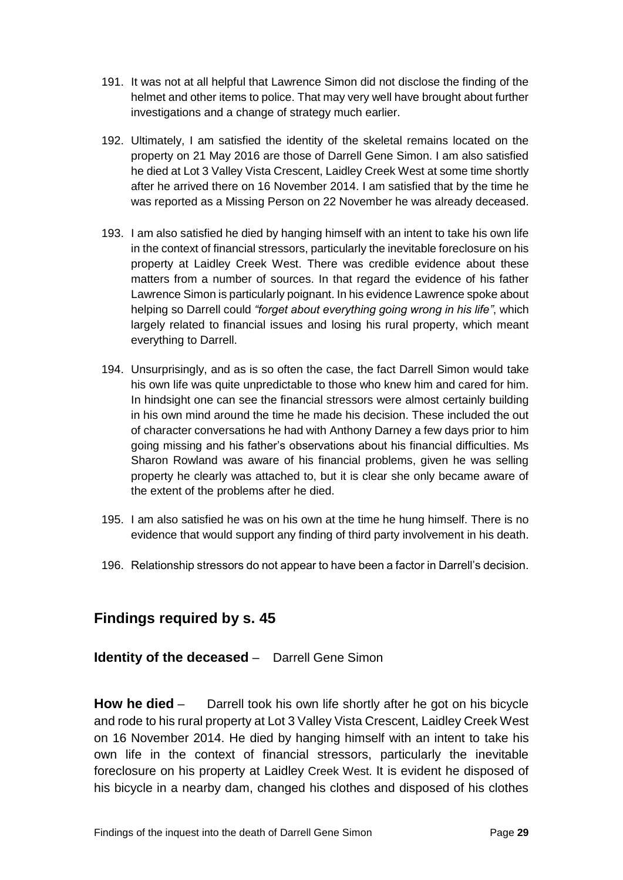191. It was not at all helpful that Lawrence Simon did not disclose the finding of the helmet and other items to police. That may very well have brought about further investigations and a change of strategy much earlier.

192. Ultimately, I am satisfied the identity of the skeletal remains located on the property on 21 May 2016 are those of Darrell Gene Simon. I am also satisfied he died at Lot 3 Valley Vista Crescent, Laidley Creek West at some time shortly after he arrived there on 16 November 2014. I am satisfied that by the time he was reported as a Missing Person on 22 November he was already deceased.

193. I am also satisfied he died by hanging himself with an intent to take his own life in the context of financial stressors, particularly the inevitable foreclosure on his property at Laidley Creek West. There was credible evidence about these matters from a number of sources. In that regard the evidence of his father Lawrence Simon is particularly poignant. In his evidence Lawrence spoke about helping so Darrell could *"forget about everything going wrong in his life"*, which largely related to financial issues and losing his rural property, which meant everything to Darrell.

194. Unsurprisingly, and as is so often the case, the fact Darrell Simon would take his own life was quite unpredictable to those who knew him and cared for him. In hindsight one can see the financial stressors were almost certainly building in his own mind around the time he made his decision. These included the out of character conversations he had with Anthony Darney a few days prior to him going missing and his father's observations about his financial difficulties. Ms Sharon Rowland was aware of his financial problems, given he was selling property he clearly was attached to, but it is clear she only became aware of the extent of the problems after he died.

195. I am also satisfied he was on his own at the time he hung himself. There is no evidence that would support any finding of third party involvement in his death.

196. Relationship stressors do not appear to have been a factor in Darrell's decision.

## Findings required by s. 45

**Identity of the deceased** – Darrell Gene Simon

**How he died** – Darrell took his own life shortly after he got on his bicycle and rode to his rural property at Lot 3 Valley Vista Crescent, Laidley Creek West on 16 November 2014. He died by hanging himself with an intent to take his own life in the context of financial stressors, particularly the inevitable foreclosure on his property at Laidley Creek West. It is evident he disposed of his bicycle in a nearby dam, changed his clothes and disposed of his clothes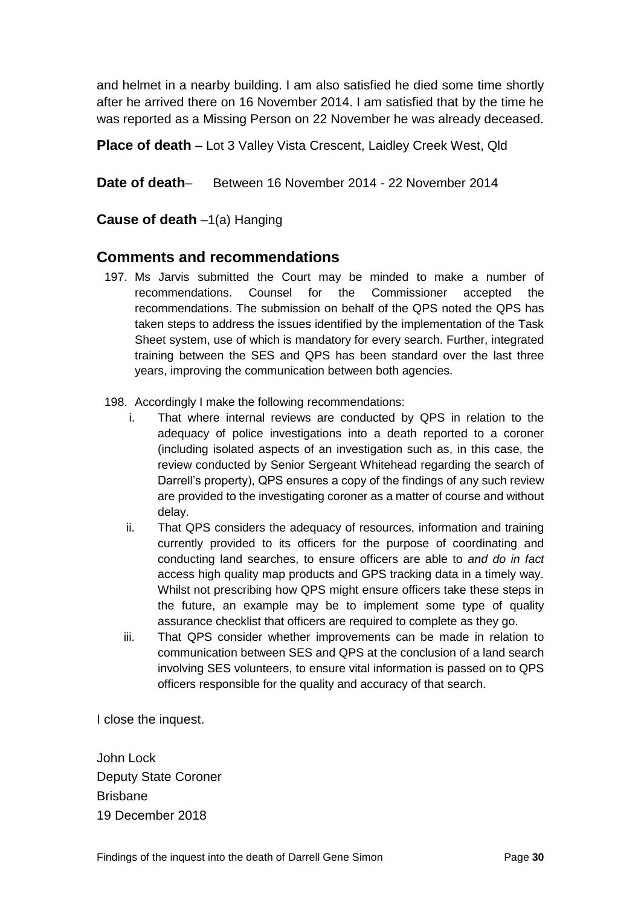and helmet in a nearby building. I am also satisfied he died some time shortly after he arrived there on 16 November 2014. I am satisfied that by the time he was reported as a Missing Person on 22 November he was already deceased.

**Place of death** – Lot 3 Valley Vista Crescent, Laidley Creek West, Qld

**Date of death**– Between 16 November 2014 - 22 November 2014

**Cause of death** –1(a) Hanging

## Comments and recommendations

197. Ms Jarvis submitted the Court may be minded to make a number of recommendations. Counsel for the Commissioner accepted the recommendations. The submission on behalf of the QPS noted the QPS has taken steps to address the issues identified by the implementation of the Task Sheet system, use of which is mandatory for every search. Further, integrated training between the SES and QPS has been standard over the last three years, improving the communication between both agencies.

198. Accordingly I make the following recommendations:

    i. That where internal reviews are conducted by QPS in relation to the adequacy of police investigations into a death reported to a coroner (including isolated aspects of an investigation such as, in this case, the review conducted by Senior Sergeant Whitehead regarding the search of Darrell's property), QPS ensures a copy of the findings of any such review are provided to the investigating coroner as a matter of course and without delay.

    ii. That QPS considers the adequacy of resources, information and training currently provided to its officers for the purpose of coordinating and conducting land searches, to ensure officers are able to *and do in fact* access high quality map products and GPS tracking data in a timely way. Whilst not prescribing how QPS might ensure officers take these steps in the future, an example may be to implement some type of quality assurance checklist that officers are required to complete as they go.

    iii. That QPS consider whether improvements can be made in relation to communication between SES and QPS at the conclusion of a land search involving SES volunteers, to ensure vital information is passed on to QPS officers responsible for the quality and accuracy of that search.

I close the inquest.

John Lock
Deputy State Coroner
Brisbane
19 December 2018